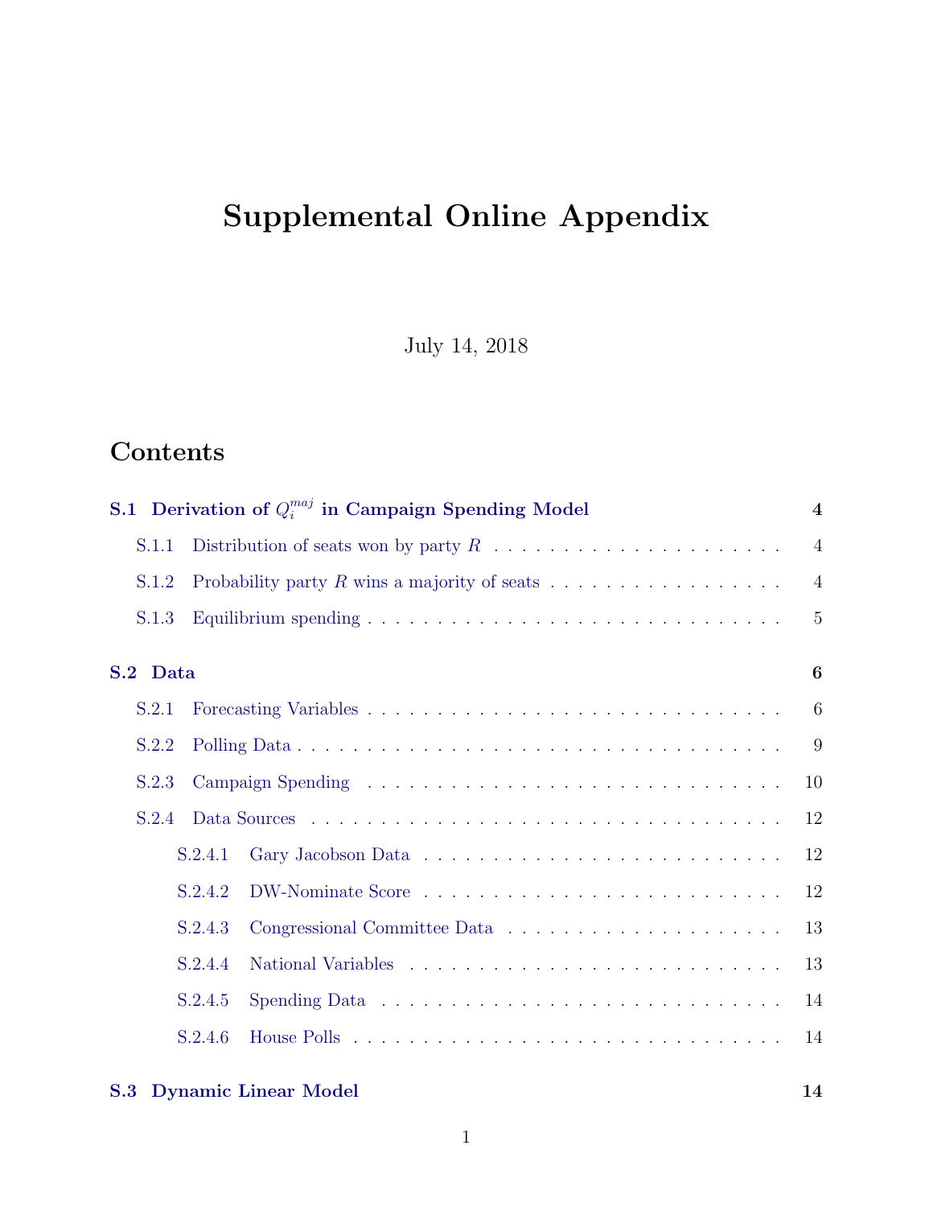# Supplemental Online Appendix

July 14, 2018

## Contents

**S.1 Derivation of $Q_i^{maj}$ in Campaign Spending Model** **4**

- S.1.1 Distribution of seats won by party $R$ . . . . . 4
- S.1.2 Probability party $R$ wins a majority of seats . . . . . 4
- S.1.3 Equilibrium spending . . . . . 5

**S.2 Data** **6**

- S.2.1 Forecasting Variables . . . . . 6
- S.2.2 Polling Data . . . . . 9
- S.2.3 Campaign Spending . . . . . 10
- S.2.4 Data Sources . . . . . 12
  - S.2.4.1 Gary Jacobson Data . . . . . 12
  - S.2.4.2 DW-Nominate Score . . . . . 12
  - S.2.4.3 Congressional Committee Data . . . . . 13
  - S.2.4.4 National Variables . . . . . 13
  - S.2.4.5 Spending Data . . . . . 14
  - S.2.4.6 House Polls . . . . . 14

**S.3 Dynamic Linear Model** **14**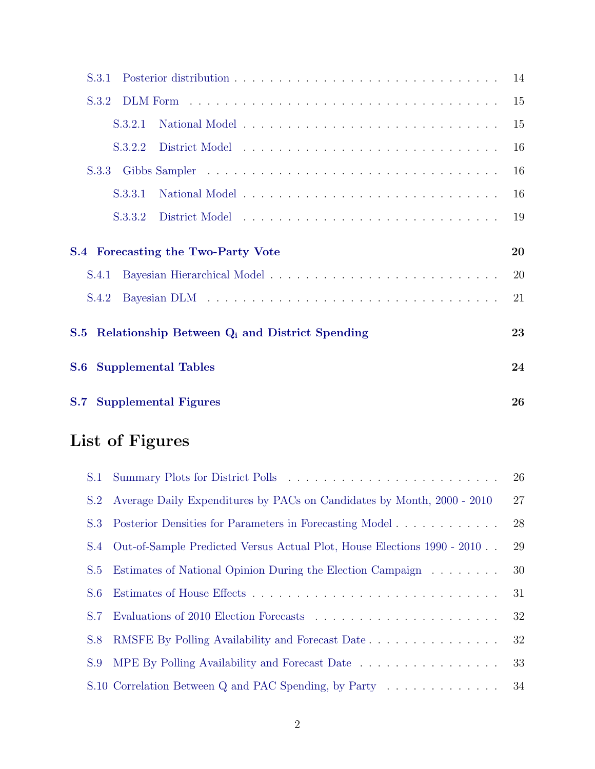- S.3.1 Posterior distribution . . . . . . . . . . 14
- S.3.2 DLM Form . . . . . . . . . . 15
  - S.3.2.1 National Model . . . . . . . . . . 15
  - S.3.2.2 District Model . . . . . . . . . . 16
- S.3.3 Gibbs Sampler . . . . . . . . . . 16
  - S.3.3.1 National Model . . . . . . . . . . 16
  - S.3.3.2 District Model . . . . . . . . . . 19

**S.4 Forecasting the Two-Party Vote** **20**

- S.4.1 Bayesian Hierarchical Model . . . . . . . . . . 20
- S.4.2 Bayesian DLM . . . . . . . . . . 21

**S.5 Relationship Between $Q_i$ and District Spending** **23**

**S.6 Supplemental Tables** **24**

**S.7 Supplemental Figures** **26**

# List of Figures

- S.1 Summary Plots for District Polls . . . . . . . . . . 26
- S.2 Average Daily Expenditures by PACs on Candidates by Month, 2000 - 2010 27
- S.3 Posterior Densities for Parameters in Forecasting Model . . . . . . . . . . 28
- S.4 Out-of-Sample Predicted Versus Actual Plot, House Elections 1990 - 2010 . . 29
- S.5 Estimates of National Opinion During the Election Campaign . . . . . . . . . . 30
- S.6 Estimates of House Effects . . . . . . . . . . 31
- S.7 Evaluations of 2010 Election Forecasts . . . . . . . . . . 32
- S.8 RMSFE By Polling Availability and Forecast Date . . . . . . . . . . 32
- S.9 MPE By Polling Availability and Forecast Date . . . . . . . . . . 33
- S.10 Correlation Between Q and PAC Spending, by Party . . . . . . . . . . 34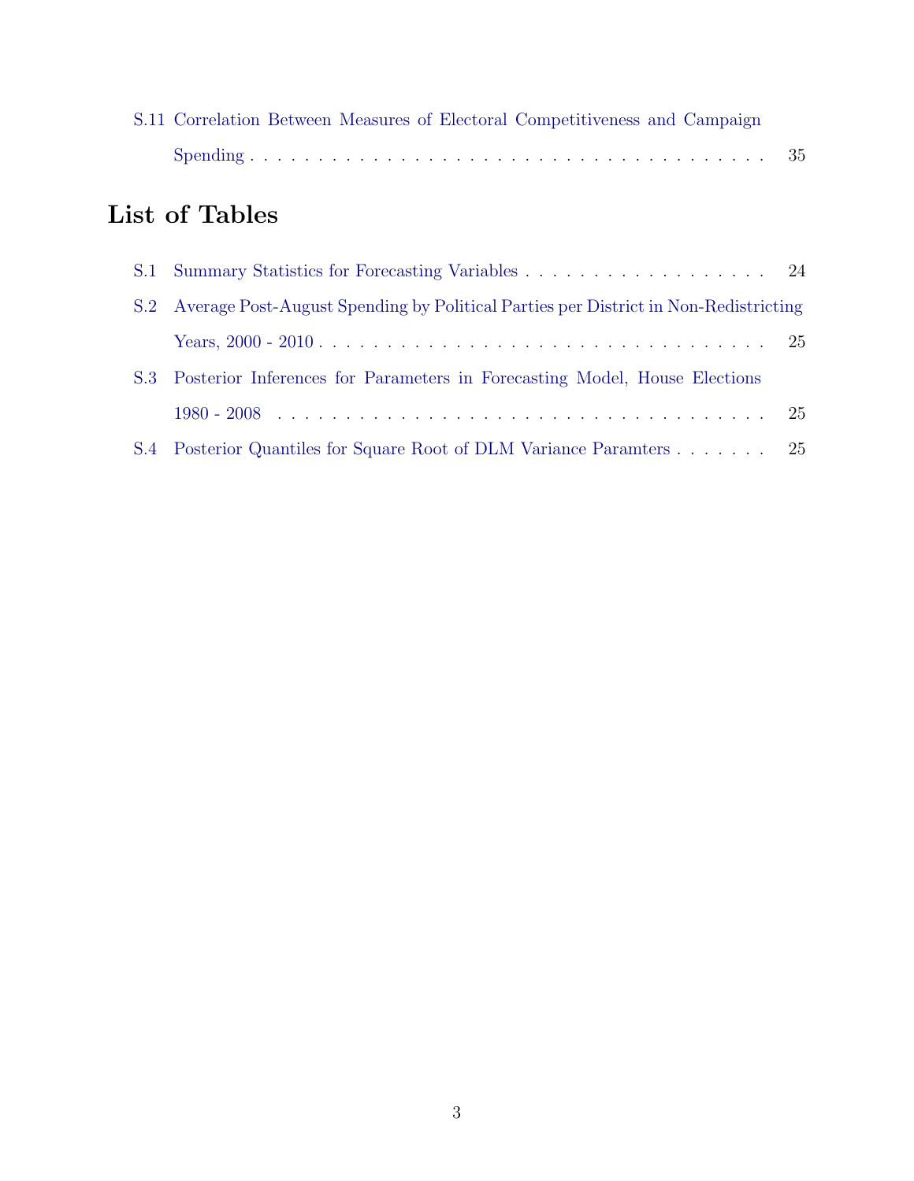S.11 Correlation Between Measures of Electoral Competitiveness and Campaign Spending . . . . . . . . . . . . . . . . . . . . . . . . . . . . . . . . . . . . . . . . 35

## List of Tables

S.1 Summary Statistics for Forecasting Variables . . . . . . . . . . . . . . . . . . . 24

S.2 Average Post-August Spending by Political Parties per District in Non-Redistricting Years, 2000 - 2010 . . . . . . . . . . . . . . . . . . . . . . . . . . . . . . . . . . . 25

S.3 Posterior Inferences for Parameters in Forecasting Model, House Elections 1980 - 2008 . . . . . . . . . . . . . . . . . . . . . . . . . . . . . . . . . . . . . . 25

S.4 Posterior Quantiles for Square Root of DLM Variance Paramters . . . . . . . 25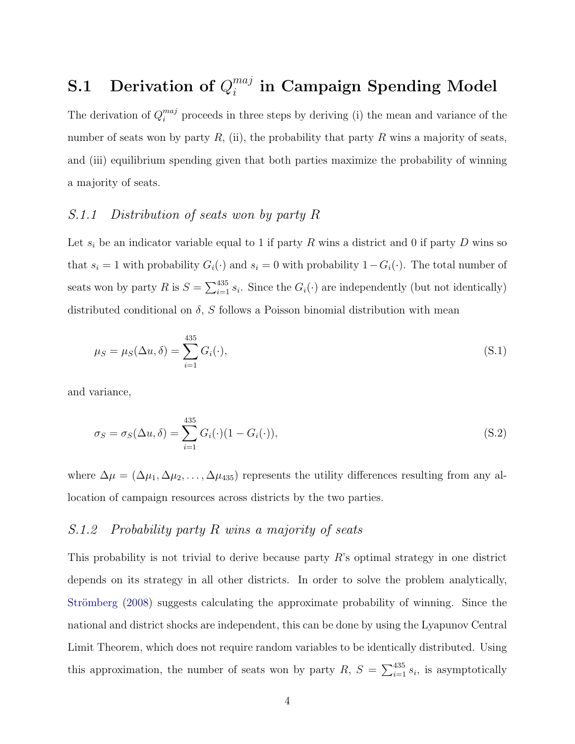## S.1 Derivation of $Q_i^{maj}$ in Campaign Spending Model

The derivation of $Q_i^{maj}$ proceeds in three steps by deriving (i) the mean and variance of the number of seats won by party $R$, (ii), the probability that party $R$ wins a majority of seats, and (iii) equilibrium spending given that both parties maximize the probability of winning a majority of seats.

### *S.1.1 Distribution of seats won by party R*

Let $s_i$ be an indicator variable equal to 1 if party $R$ wins a district and 0 if party $D$ wins so that $s_i = 1$ with probability $G_i(\cdot)$ and $s_i = 0$ with probability $1 - G_i(\cdot)$. The total number of seats won by party $R$ is $S = \sum_{i=1}^{435} s_i$. Since the $G_i(\cdot)$ are independently (but not identically) distributed conditional on $\delta$, $S$ follows a Poisson binomial distribution with mean

$$\mu_S = \mu_S(\Delta u, \delta) = \sum_{i=1}^{435} G_i(\cdot), \tag{S.1}$$

and variance,

$$\sigma_S = \sigma_S(\Delta u, \delta) = \sum_{i=1}^{435} G_i(\cdot)(1 - G_i(\cdot)), \tag{S.2}$$

where $\Delta\mu = (\Delta\mu_1, \Delta\mu_2, \ldots, \Delta\mu_{435})$ represents the utility differences resulting from any allocation of campaign resources across districts by the two parties.

### *S.1.2 Probability party R wins a majority of seats*

This probability is not trivial to derive because party $R$'s optimal strategy in one district depends on its strategy in all other districts. In order to solve the problem analytically, Strömberg (2008) suggests calculating the approximate probability of winning. Since the national and district shocks are independent, this can be done by using the Lyapunov Central Limit Theorem, which does not require random variables to be identically distributed. Using this approximation, the number of seats won by party $R$, $S = \sum_{i=1}^{435} s_i$, is asymptotically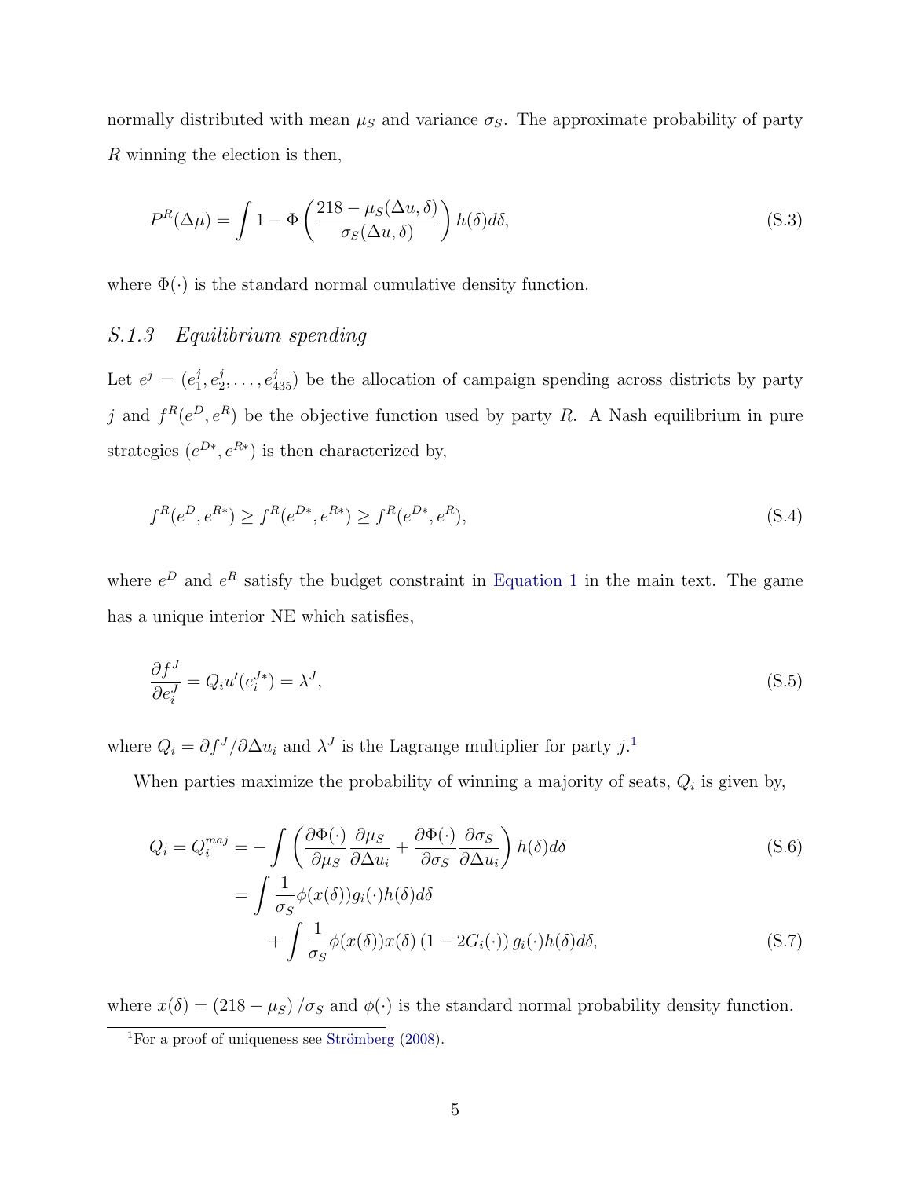normally distributed with mean $\mu_S$ and variance $\sigma_S$. The approximate probability of party $R$ winning the election is then,

$$P^R(\Delta\mu) = \int 1 - \Phi\left(\frac{218 - \mu_S(\Delta u, \delta)}{\sigma_S(\Delta u, \delta)}\right) h(\delta) d\delta, \tag{S.3}$$

where $\Phi(\cdot)$ is the standard normal cumulative density function.

### *S.1.3 Equilibrium spending*

Let $e^j = (e^j_1, e^j_2, \ldots, e^j_{435})$ be the allocation of campaign spending across districts by party $j$ and $f^R(e^D, e^R)$ be the objective function used by party $R$. A Nash equilibrium in pure strategies $(e^{D*}, e^{R*})$ is then characterized by,

$$f^R(e^D, e^{R*}) \geq f^R(e^{D*}, e^{R*}) \geq f^R(e^{D*}, e^R), \tag{S.4}$$

where $e^D$ and $e^R$ satisfy the budget constraint in Equation 1 in the main text. The game has a unique interior NE which satisfies,

$$\frac{\partial f^J}{\partial e^J_i} = Q_i u'(e^{J*}_i) = \lambda^J, \tag{S.5}$$

where $Q_i = \partial f^J / \partial \Delta u_i$ and $\lambda^J$ is the Lagrange multiplier for party $j$.[1]

When parties maximize the probability of winning a majority of seats, $Q_i$ is given by,

$$Q_i = Q^{maj}_i = -\int \left(\frac{\partial \Phi(\cdot)}{\partial \mu_S}\frac{\partial \mu_S}{\partial \Delta u_i} + \frac{\partial \Phi(\cdot)}{\partial \sigma_S}\frac{\partial \sigma_S}{\partial \Delta u_i}\right) h(\delta) d\delta \tag{S.6}$$

$$= \int \frac{1}{\sigma_S}\phi(x(\delta)) g_i(\cdot) h(\delta) d\delta + \int \frac{1}{\sigma_S}\phi(x(\delta)) x(\delta) \left(1 - 2G_i(\cdot)\right) g_i(\cdot) h(\delta) d\delta, \tag{S.7}$$

where $x(\delta) = (218 - \mu_S) / \sigma_S$ and $\phi(\cdot)$ is the standard normal probability density function.

[1] For a proof of uniqueness see Strömberg (2008).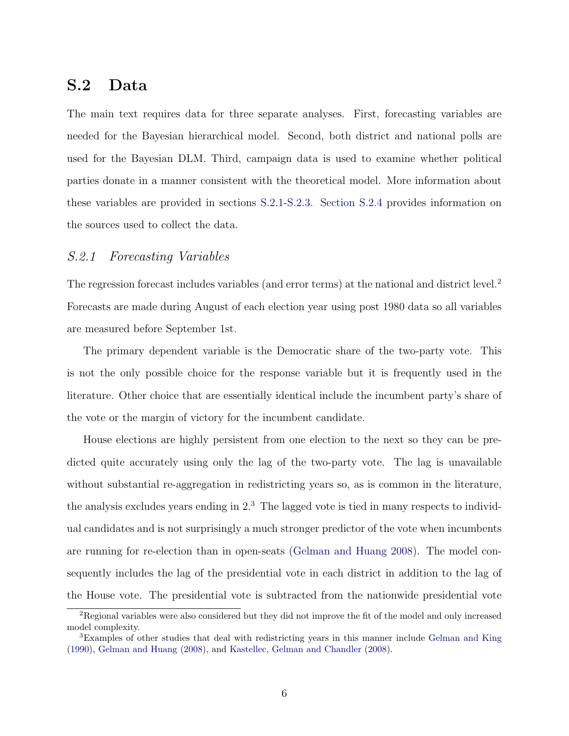## S.2 Data

The main text requires data for three separate analyses. First, forecasting variables are needed for the Bayesian hierarchical model. Second, both district and national polls are used for the Bayesian DLM. Third, campaign data is used to examine whether political parties donate in a manner consistent with the theoretical model. More information about these variables are provided in sections S.2.1-S.2.3. Section S.2.4 provides information on the sources used to collect the data.

### *S.2.1 Forecasting Variables*

The regression forecast includes variables (and error terms) at the national and district level.[2] Forecasts are made during August of each election year using post 1980 data so all variables are measured before September 1st.

The primary dependent variable is the Democratic share of the two-party vote. This is not the only possible choice for the response variable but it is frequently used in the literature. Other choice that are essentially identical include the incumbent party's share of the vote or the margin of victory for the incumbent candidate.

House elections are highly persistent from one election to the next so they can be predicted quite accurately using only the lag of the two-party vote. The lag is unavailable without substantial re-aggregation in redistricting years so, as is common in the literature, the analysis excludes years ending in 2.[3] The lagged vote is tied in many respects to individual candidates and is not surprisingly a much stronger predictor of the vote when incumbents are running for re-election than in open-seats (Gelman and Huang 2008). The model consequently includes the lag of the presidential vote in each district in addition to the lag of the House vote. The presidential vote is subtracted from the nationwide presidential vote

[2] Regional variables were also considered but they did not improve the fit of the model and only increased model complexity.

[3] Examples of other studies that deal with redistricting years in this manner include Gelman and King (1990), Gelman and Huang (2008), and Kastellec, Gelman and Chandler (2008).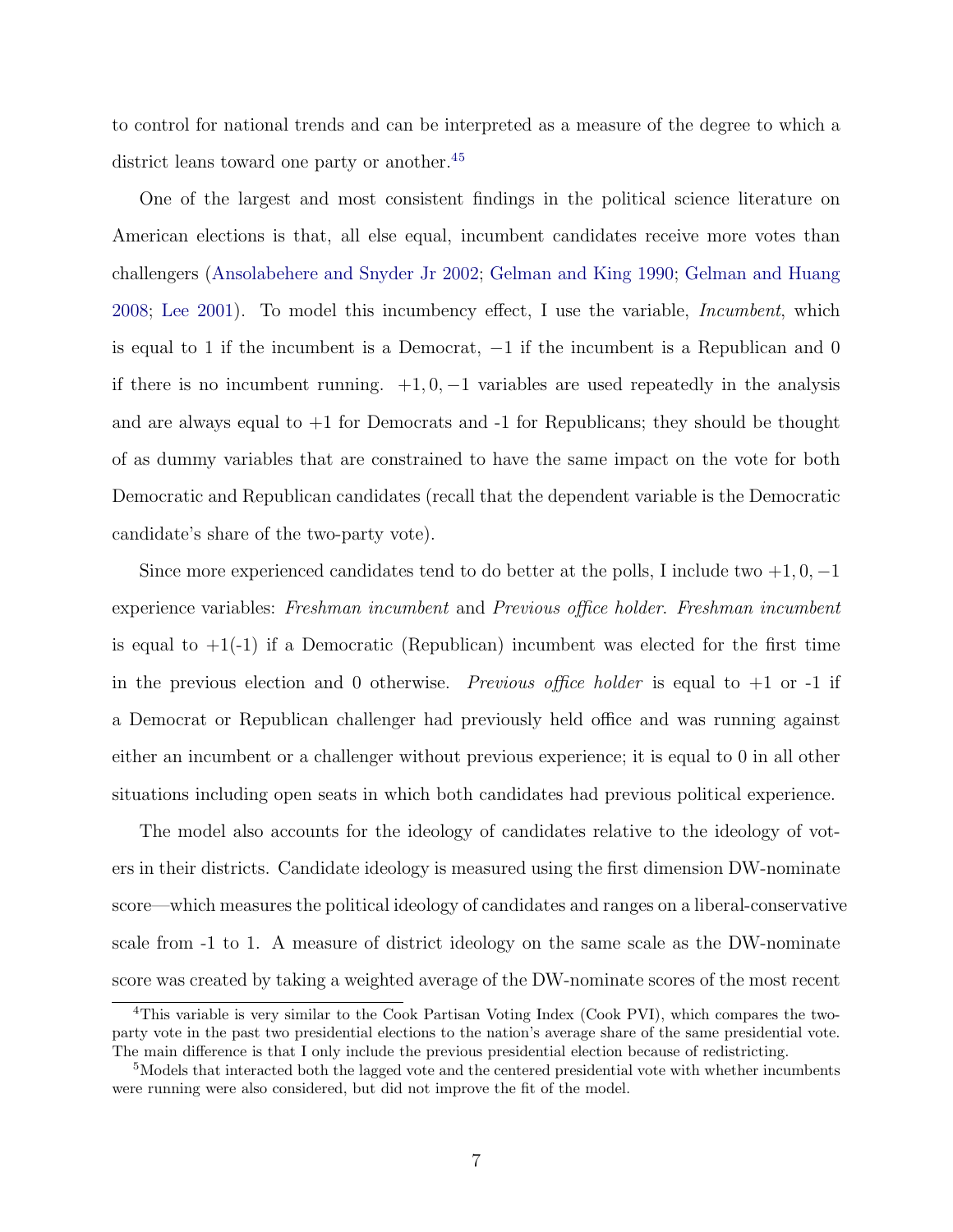to control for national trends and can be interpreted as a measure of the degree to which a district leans toward one party or another.[4,5]

One of the largest and most consistent findings in the political science literature on American elections is that, all else equal, incumbent candidates receive more votes than challengers (Ansolabehere and Snyder Jr 2002; Gelman and King 1990; Gelman and Huang 2008; Lee 2001). To model this incumbency effect, I use the variable, *Incumbent*, which is equal to 1 if the incumbent is a Democrat, $-1$ if the incumbent is a Republican and 0 if there is no incumbent running. $+1, 0, -1$ variables are used repeatedly in the analysis and are always equal to +1 for Democrats and -1 for Republicans; they should be thought of as dummy variables that are constrained to have the same impact on the vote for both Democratic and Republican candidates (recall that the dependent variable is the Democratic candidate's share of the two-party vote).

Since more experienced candidates tend to do better at the polls, I include two $+1, 0, -1$ experience variables: *Freshman incumbent* and *Previous office holder*. *Freshman incumbent* is equal to +1(-1) if a Democratic (Republican) incumbent was elected for the first time in the previous election and 0 otherwise. *Previous office holder* is equal to +1 or -1 if a Democrat or Republican challenger had previously held office and was running against either an incumbent or a challenger without previous experience; it is equal to 0 in all other situations including open seats in which both candidates had previous political experience.

The model also accounts for the ideology of candidates relative to the ideology of voters in their districts. Candidate ideology is measured using the first dimension DW-nominate score—which measures the political ideology of candidates and ranges on a liberal-conservative scale from -1 to 1. A measure of district ideology on the same scale as the DW-nominate score was created by taking a weighted average of the DW-nominate scores of the most recent

---

[4] This variable is very similar to the Cook Partisan Voting Index (Cook PVI), which compares the two-party vote in the past two presidential elections to the nation's average share of the same presidential vote. The main difference is that I only include the previous presidential election because of redistricting.

[5] Models that interacted both the lagged vote and the centered presidential vote with whether incumbents were running were also considered, but did not improve the fit of the model.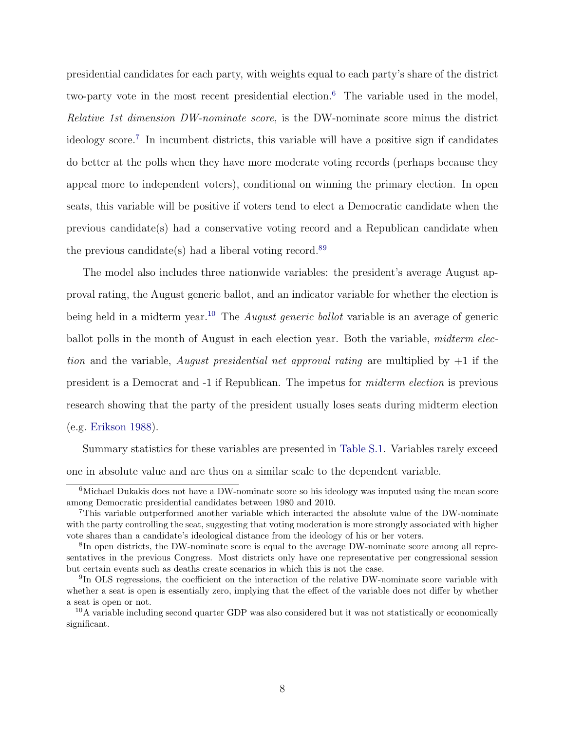presidential candidates for each party, with weights equal to each party's share of the district two-party vote in the most recent presidential election.[6] The variable used in the model, *Relative 1st dimension DW-nominate score*, is the DW-nominate score minus the district ideology score.[7] In incumbent districts, this variable will have a positive sign if candidates do better at the polls when they have more moderate voting records (perhaps because they appeal more to independent voters), conditional on winning the primary election. In open seats, this variable will be positive if voters tend to elect a Democratic candidate when the previous candidate(s) had a conservative voting record and a Republican candidate when the previous candidate(s) had a liberal voting record.[8][9]

The model also includes three nationwide variables: the president's average August approval rating, the August generic ballot, and an indicator variable for whether the election is being held in a midterm year.[10] The *August generic ballot* variable is an average of generic ballot polls in the month of August in each election year. Both the variable, *midterm election* and the variable, *August presidential net approval rating* are multiplied by +1 if the president is a Democrat and -1 if Republican. The impetus for *midterm election* is previous research showing that the party of the president usually loses seats during midterm election (e.g. Erikson 1988).

Summary statistics for these variables are presented in Table S.1. Variables rarely exceed one in absolute value and are thus on a similar scale to the dependent variable.

---

[6] Michael Dukakis does not have a DW-nominate score so his ideology was imputed using the mean score among Democratic presidential candidates between 1980 and 2010.

[7] This variable outperformed another variable which interacted the absolute value of the DW-nominate with the party controlling the seat, suggesting that voting moderation is more strongly associated with higher vote shares than a candidate's ideological distance from the ideology of his or her voters.

[8] In open districts, the DW-nominate score is equal to the average DW-nominate score among all representatives in the previous Congress. Most districts only have one representative per congressional session but certain events such as deaths create scenarios in which this is not the case.

[9] In OLS regressions, the coefficient on the interaction of the relative DW-nominate score variable with whether a seat is open is essentially zero, implying that the effect of the variable does not differ by whether a seat is open or not.

[10] A variable including second quarter GDP was also considered but it was not statistically or economically significant.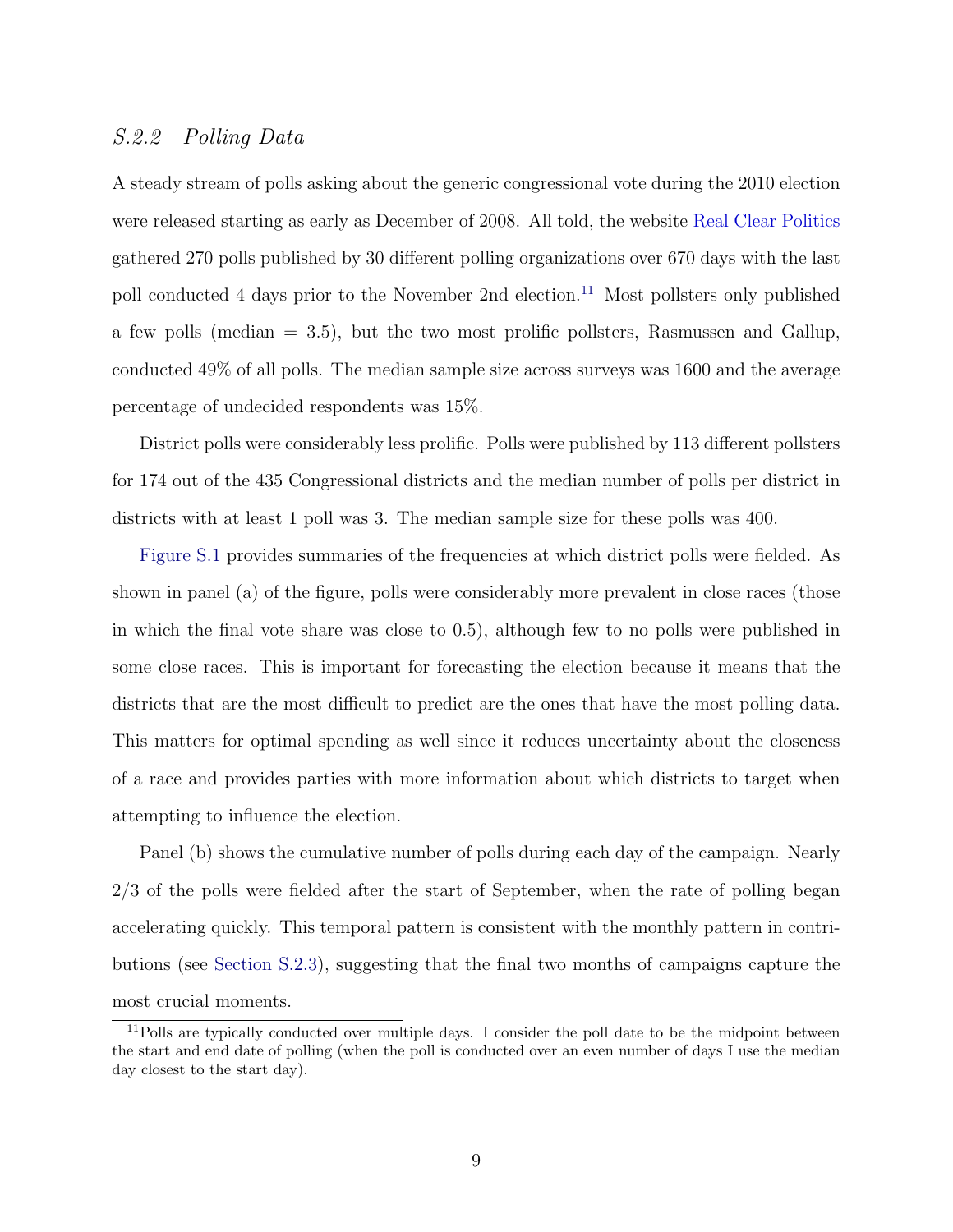### S.2.2 *Polling Data*

A steady stream of polls asking about the generic congressional vote during the 2010 election were released starting as early as December of 2008. All told, the website Real Clear Politics gathered 270 polls published by 30 different polling organizations over 670 days with the last poll conducted 4 days prior to the November 2nd election.[11] Most pollsters only published a few polls (median = 3.5), but the two most prolific pollsters, Rasmussen and Gallup, conducted 49% of all polls. The median sample size across surveys was 1600 and the average percentage of undecided respondents was 15%.

District polls were considerably less prolific. Polls were published by 113 different pollsters for 174 out of the 435 Congressional districts and the median number of polls per district in districts with at least 1 poll was 3. The median sample size for these polls was 400.

Figure S.1 provides summaries of the frequencies at which district polls were fielded. As shown in panel (a) of the figure, polls were considerably more prevalent in close races (those in which the final vote share was close to 0.5), although few to no polls were published in some close races. This is important for forecasting the election because it means that the districts that are the most difficult to predict are the ones that have the most polling data. This matters for optimal spending as well since it reduces uncertainty about the closeness of a race and provides parties with more information about which districts to target when attempting to influence the election.

Panel (b) shows the cumulative number of polls during each day of the campaign. Nearly 2/3 of the polls were fielded after the start of September, when the rate of polling began accelerating quickly. This temporal pattern is consistent with the monthly pattern in contributions (see Section S.2.3), suggesting that the final two months of campaigns capture the most crucial moments.

[11] Polls are typically conducted over multiple days. I consider the poll date to be the midpoint between the start and end date of polling (when the poll is conducted over an even number of days I use the median day closest to the start day).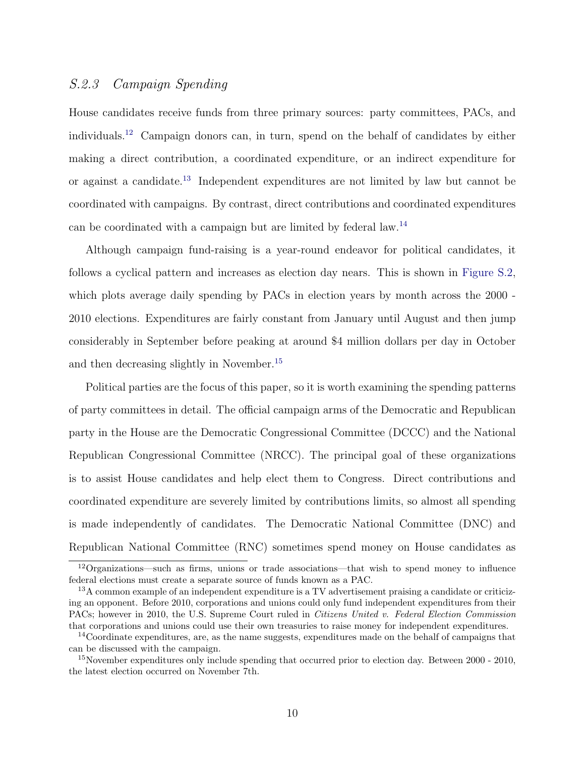### S.2.3 Campaign Spending

House candidates receive funds from three primary sources: party committees, PACs, and individuals.[12] Campaign donors can, in turn, spend on the behalf of candidates by either making a direct contribution, a coordinated expenditure, or an indirect expenditure for or against a candidate.[13] Independent expenditures are not limited by law but cannot be coordinated with campaigns. By contrast, direct contributions and coordinated expenditures can be coordinated with a campaign but are limited by federal law.[14]

Although campaign fund-raising is a year-round endeavor for political candidates, it follows a cyclical pattern and increases as election day nears. This is shown in Figure S.2, which plots average daily spending by PACs in election years by month across the 2000 - 2010 elections. Expenditures are fairly constant from January until August and then jump considerably in September before peaking at around $4 million dollars per day in October and then decreasing slightly in November.[15]

Political parties are the focus of this paper, so it is worth examining the spending patterns of party committees in detail. The official campaign arms of the Democratic and Republican party in the House are the Democratic Congressional Committee (DCCC) and the National Republican Congressional Committee (NRCC). The principal goal of these organizations is to assist House candidates and help elect them to Congress. Direct contributions and coordinated expenditure are severely limited by contributions limits, so almost all spending is made independently of candidates. The Democratic National Committee (DNC) and Republican National Committee (RNC) sometimes spend money on House candidates as

[12] Organizations—such as firms, unions or trade associations—that wish to spend money to influence federal elections must create a separate source of funds known as a PAC.

[13] A common example of an independent expenditure is a TV advertisement praising a candidate or criticizing an opponent. Before 2010, corporations and unions could only fund independent expenditures from their PACs; however in 2010, the U.S. Supreme Court ruled in *Citizens United v. Federal Election Commission* that corporations and unions could use their own treasuries to raise money for independent expenditures.

[14] Coordinate expenditures, are, as the name suggests, expenditures made on the behalf of campaigns that can be discussed with the campaign.

[15] November expenditures only include spending that occurred prior to election day. Between 2000 - 2010, the latest election occurred on November 7th.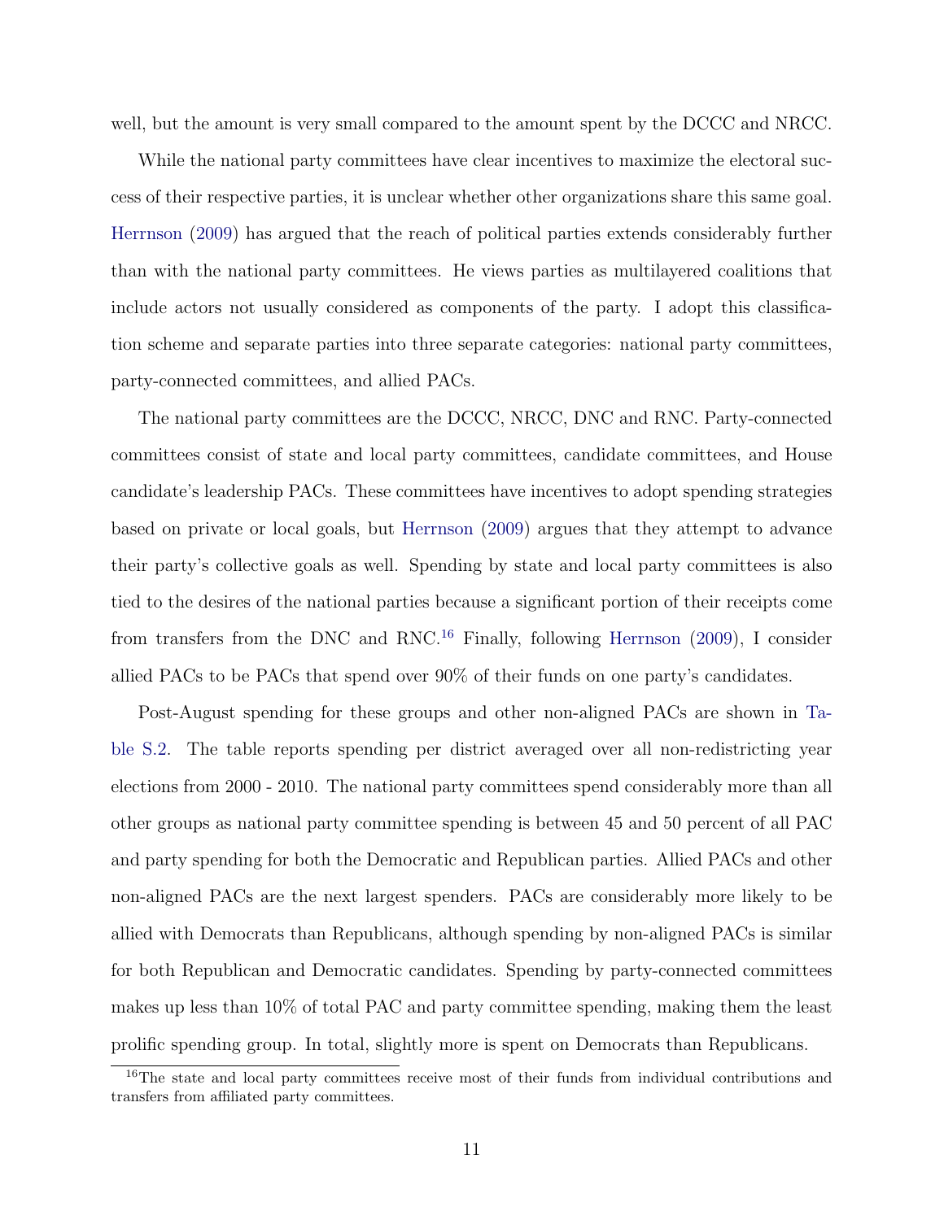well, but the amount is very small compared to the amount spent by the DCCC and NRCC.

While the national party committees have clear incentives to maximize the electoral success of their respective parties, it is unclear whether other organizations share this same goal. Herrnson (2009) has argued that the reach of political parties extends considerably further than with the national party committees. He views parties as multilayered coalitions that include actors not usually considered as components of the party. I adopt this classification scheme and separate parties into three separate categories: national party committees, party-connected committees, and allied PACs.

The national party committees are the DCCC, NRCC, DNC and RNC. Party-connected committees consist of state and local party committees, candidate committees, and House candidate's leadership PACs. These committees have incentives to adopt spending strategies based on private or local goals, but Herrnson (2009) argues that they attempt to advance their party's collective goals as well. Spending by state and local party committees is also tied to the desires of the national parties because a significant portion of their receipts come from transfers from the DNC and RNC.[16] Finally, following Herrnson (2009), I consider allied PACs to be PACs that spend over 90% of their funds on one party's candidates.

Post-August spending for these groups and other non-aligned PACs are shown in Table S.2. The table reports spending per district averaged over all non-redistricting year elections from 2000 - 2010. The national party committees spend considerably more than all other groups as national party committee spending is between 45 and 50 percent of all PAC and party spending for both the Democratic and Republican parties. Allied PACs and other non-aligned PACs are the next largest spenders. PACs are considerably more likely to be allied with Democrats than Republicans, although spending by non-aligned PACs is similar for both Republican and Democratic candidates. Spending by party-connected committees makes up less than 10% of total PAC and party committee spending, making them the least prolific spending group. In total, slightly more is spent on Democrats than Republicans.

[16] The state and local party committees receive most of their funds from individual contributions and transfers from affiliated party committees.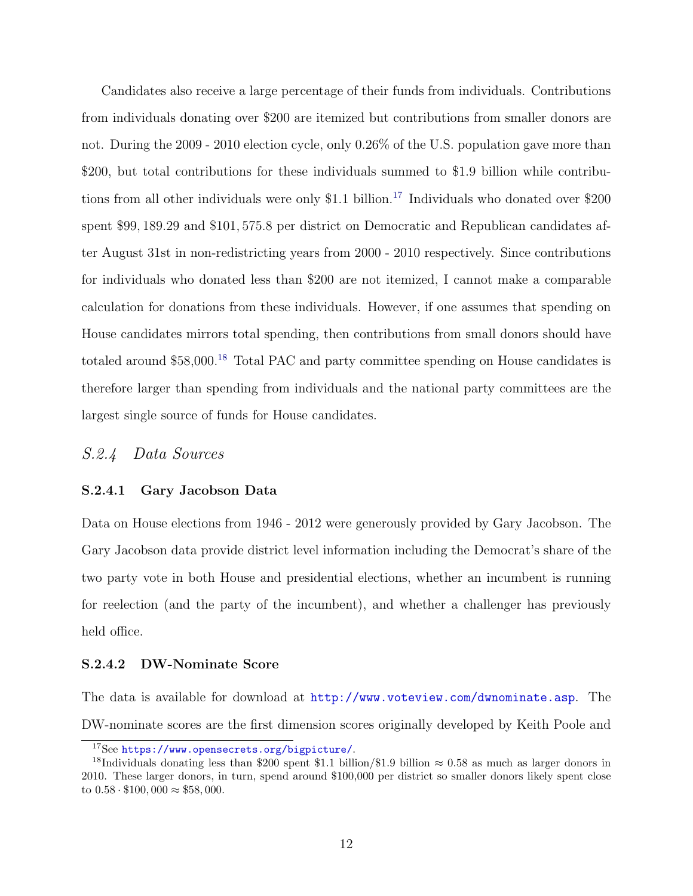Candidates also receive a large percentage of their funds from individuals. Contributions from individuals donating over \$200 are itemized but contributions from smaller donors are not. During the 2009 - 2010 election cycle, only 0.26% of the U.S. population gave more than \$200, but total contributions for these individuals summed to \$1.9 billion while contributions from all other individuals were only \$1.1 billion.[17] Individuals who donated over \$200 spent $\$99,189.29$ and $\$101,575.8$ per district on Democratic and Republican candidates after August 31st in non-redistricting years from 2000 - 2010 respectively. Since contributions for individuals who donated less than \$200 are not itemized, I cannot make a comparable calculation for donations from these individuals. However, if one assumes that spending on House candidates mirrors total spending, then contributions from small donors should have totaled around \$58,000.[18] Total PAC and party committee spending on House candidates is therefore larger than spending from individuals and the national party committees are the largest single source of funds for House candidates.

## *S.2.4 Data Sources*

### S.2.4.1 Gary Jacobson Data

Data on House elections from 1946 - 2012 were generously provided by Gary Jacobson. The Gary Jacobson data provide district level information including the Democrat's share of the two party vote in both House and presidential elections, whether an incumbent is running for reelection (and the party of the incumbent), and whether a challenger has previously held office.

### S.2.4.2 DW-Nominate Score

The data is available for download at http://www.voteview.com/dwnominate.asp. The DW-nominate scores are the first dimension scores originally developed by Keith Poole and

---

[17] See https://www.opensecrets.org/bigpicture/.

[18] Individuals donating less than \$200 spent \$1.1 billion/\$1.9 billion $\approx 0.58$ as much as larger donors in 2010. These larger donors, in turn, spend around \$100,000 per district so smaller donors likely spent close to $0.58 \cdot \$100,000 \approx \$58,000$.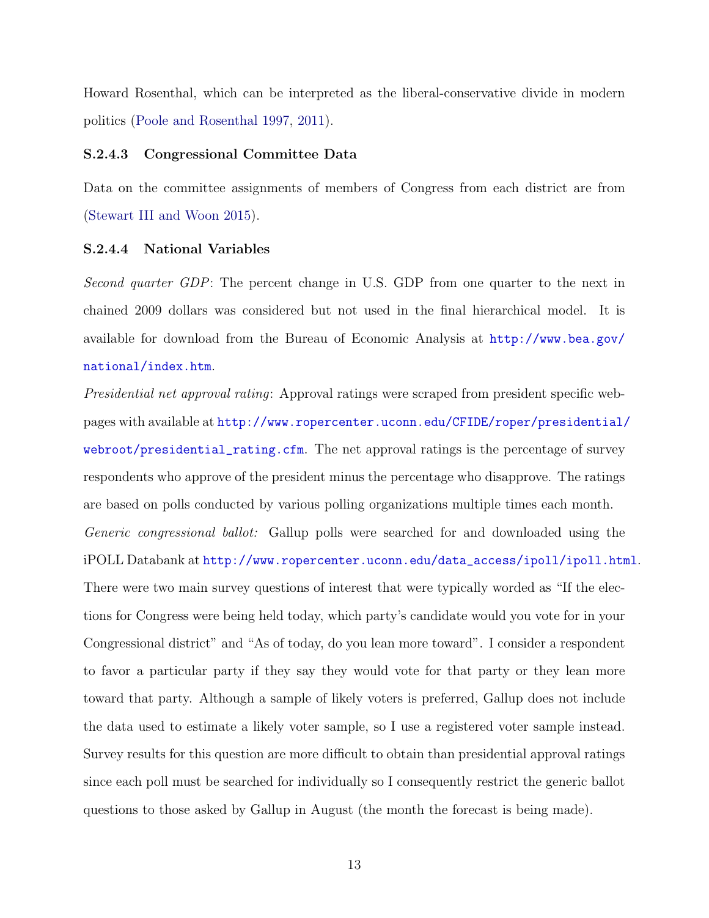Howard Rosenthal, which can be interpreted as the liberal-conservative divide in modern politics (Poole and Rosenthal 1997, 2011).

#### S.2.4.3 Congressional Committee Data

Data on the committee assignments of members of Congress from each district are from (Stewart III and Woon 2015).

#### S.2.4.4 National Variables

*Second quarter GDP*: The percent change in U.S. GDP from one quarter to the next in chained 2009 dollars was considered but not used in the final hierarchical model. It is available for download from the Bureau of Economic Analysis at http://www.bea.gov/national/index.htm.

*Presidential net approval rating*: Approval ratings were scraped from president specific webpages with available at http://www.ropercenter.uconn.edu/CFIDE/roper/presidential/webroot/presidential_rating.cfm. The net approval ratings is the percentage of survey respondents who approve of the president minus the percentage who disapprove. The ratings are based on polls conducted by various polling organizations multiple times each month.

*Generic congressional ballot:* Gallup polls were searched for and downloaded using the iPOLL Databank at http://www.ropercenter.uconn.edu/data_access/ipoll/ipoll.html. There were two main survey questions of interest that were typically worded as "If the elections for Congress were being held today, which party's candidate would you vote for in your Congressional district" and "As of today, do you lean more toward". I consider a respondent to favor a particular party if they say they would vote for that party or they lean more toward that party. Although a sample of likely voters is preferred, Gallup does not include the data used to estimate a likely voter sample, so I use a registered voter sample instead. Survey results for this question are more difficult to obtain than presidential approval ratings since each poll must be searched for individually so I consequently restrict the generic ballot questions to those asked by Gallup in August (the month the forecast is being made).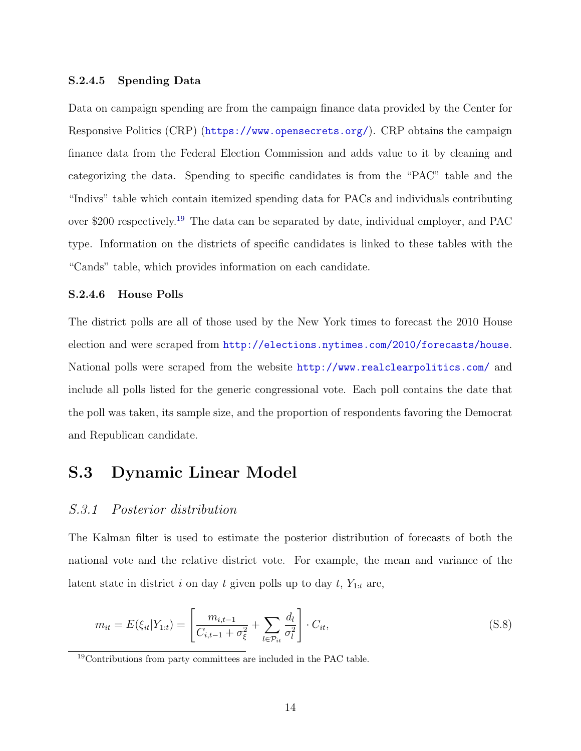#### S.2.4.5 Spending Data

Data on campaign spending are from the campaign finance data provided by the Center for Responsive Politics (CRP) (https://www.opensecrets.org/). CRP obtains the campaign finance data from the Federal Election Commission and adds value to it by cleaning and categorizing the data. Spending to specific candidates is from the "PAC" table and the "Indivs" table which contain itemized spending data for PACs and individuals contributing over $200 respectively.[19] The data can be separated by date, individual employer, and PAC type. Information on the districts of specific candidates is linked to these tables with the "Cands" table, which provides information on each candidate.

#### S.2.4.6 House Polls

The district polls are all of those used by the New York times to forecast the 2010 House election and were scraped from http://elections.nytimes.com/2010/forecasts/house. National polls were scraped from the website http://www.realclearpolitics.com/ and include all polls listed for the generic congressional vote. Each poll contains the date that the poll was taken, its sample size, and the proportion of respondents favoring the Democrat and Republican candidate.

## S.3 Dynamic Linear Model

### *S.3.1 Posterior distribution*

The Kalman filter is used to estimate the posterior distribution of forecasts of both the national vote and the relative district vote. For example, the mean and variance of the latent state in district $i$ on day $t$ given polls up to day $t$, $Y_{1:t}$ are,

$$m_{it} = E(\xi_{it}|Y_{1:t}) = \left[ \frac{m_{i,t-1}}{C_{i,t-1} + \sigma_\xi^2} + \sum_{l \in \mathcal{P}_{it}} \frac{d_l}{\sigma_l^2} \right] \cdot C_{it}, \tag{S.8}$$

[19] Contributions from party committees are included in the PAC table.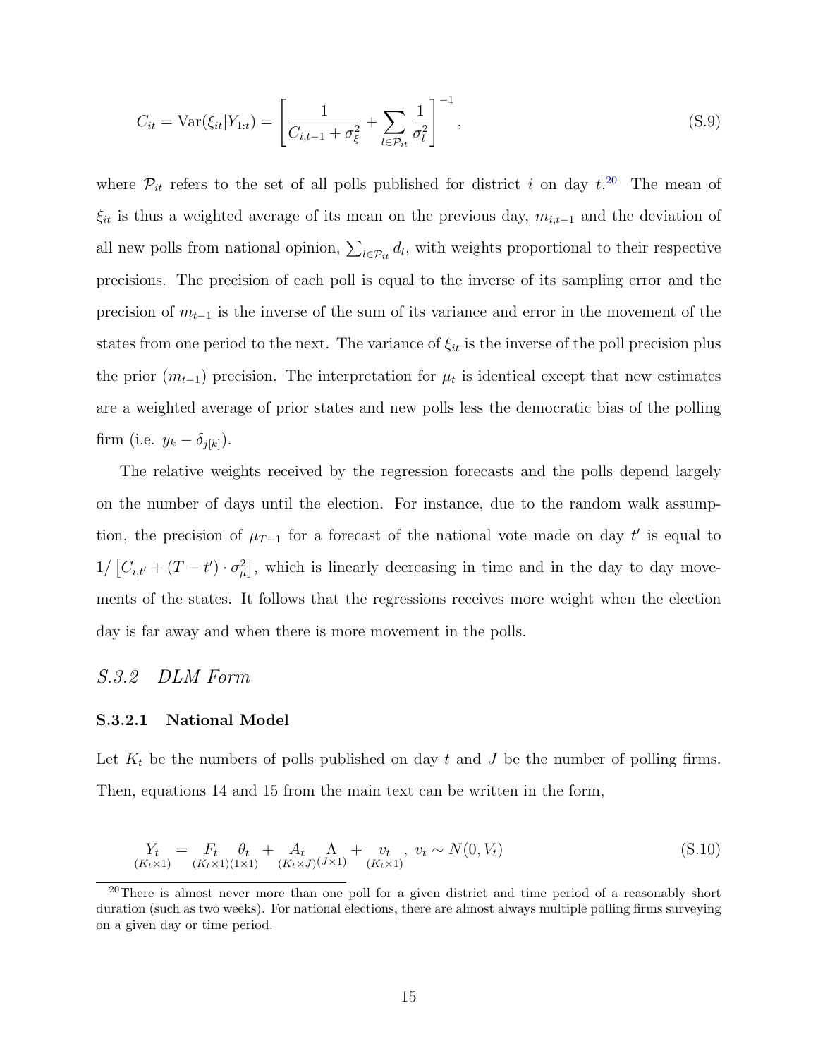$$C_{it} = \text{Var}(\xi_{it}|Y_{1:t}) = \left[ \frac{1}{C_{i,t-1} + \sigma_\xi^2} + \sum_{l \in \mathcal{P}_{it}} \frac{1}{\sigma_l^2} \right]^{-1}, \tag{S.9}$$

where $\mathcal{P}_{it}$ refers to the set of all polls published for district $i$ on day $t$.[20] The mean of $\xi_{it}$ is thus a weighted average of its mean on the previous day, $m_{i,t-1}$ and the deviation of all new polls from national opinion, $\sum_{l \in \mathcal{P}_{it}} d_l$, with weights proportional to their respective precisions. The precision of each poll is equal to the inverse of its sampling error and the precision of $m_{t-1}$ is the inverse of the sum of its variance and error in the movement of the states from one period to the next. The variance of $\xi_{it}$ is the inverse of the poll precision plus the prior ($m_{t-1}$) precision. The interpretation for $\mu_t$ is identical except that new estimates are a weighted average of prior states and new polls less the democratic bias of the polling firm (i.e. $y_k - \delta_{j[k]}$).

The relative weights received by the regression forecasts and the polls depend largely on the number of days until the election. For instance, due to the random walk assumption, the precision of $\mu_{T-1}$ for a forecast of the national vote made on day $t'$ is equal to $1/\left[C_{i,t'} + (T - t') \cdot \sigma_\mu^2\right]$, which is linearly decreasing in time and in the day to day movements of the states. It follows that the regressions receives more weight when the election day is far away and when there is more movement in the polls.

## *S.3.2 DLM Form*

### S.3.2.1 National Model

Let $K_t$ be the numbers of polls published on day $t$ and $J$ be the number of polling firms. Then, equations 14 and 15 from the main text can be written in the form,

$$\underset{(K_t \times 1)}{Y_t} = \underset{(K_t \times 1)}{F_t} \underset{(1 \times 1)}{\theta_t} + \underset{(K_t \times J)}{A_t} \underset{(J \times 1)}{\Lambda} + \underset{(K_t \times 1)}{v_t}, \; v_t \sim N(0, V_t) \tag{S.10}$$

[20] There is almost never more than one poll for a given district and time period of a reasonably short duration (such as two weeks). For national elections, there are almost always multiple polling firms surveying on a given day or time period.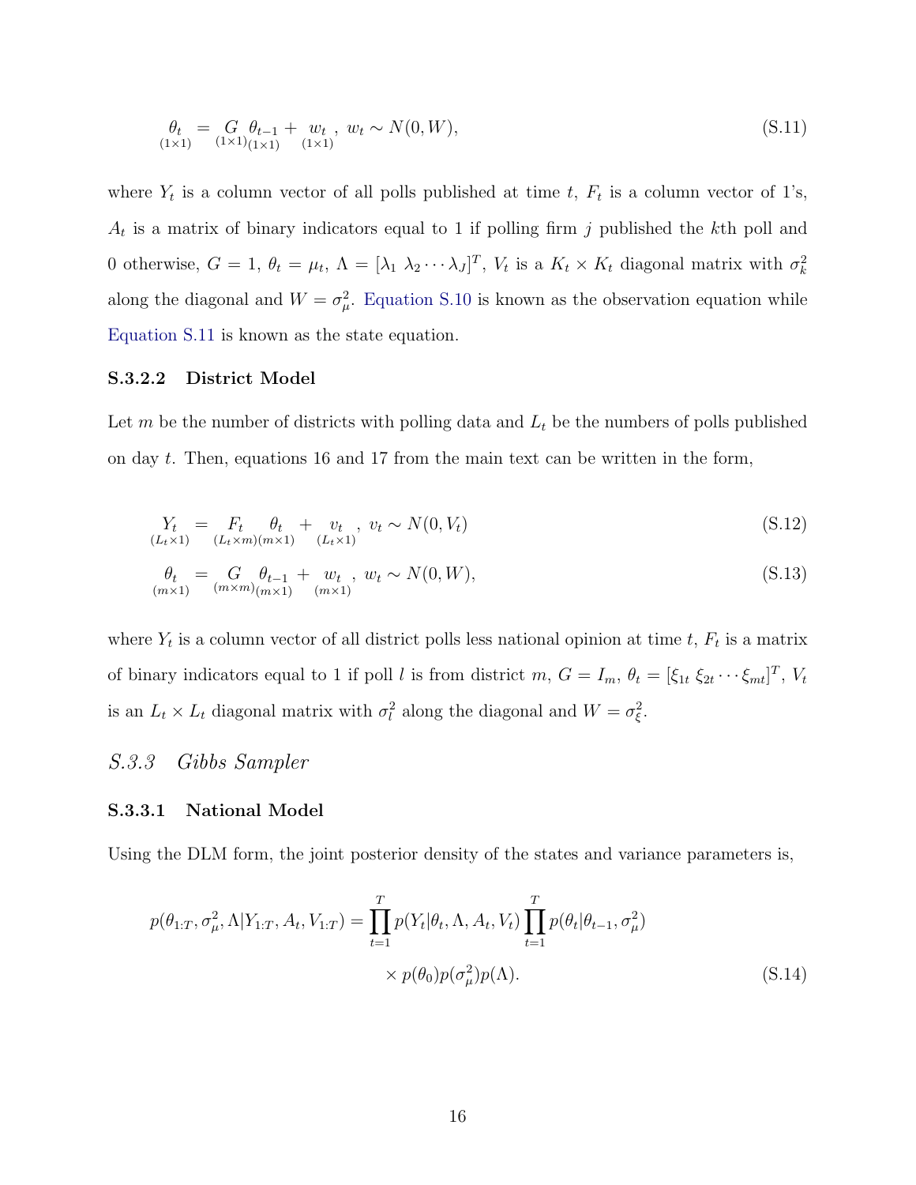$$\underset{(1\times 1)}{\theta_t} = \underset{(1\times 1)}{G}\underset{(1\times 1)}{\theta_{t-1}} + \underset{(1\times 1)}{w_t},\; w_t \sim N(0, W), \tag{S.11}$$

where $Y_t$ is a column vector of all polls published at time $t$, $F_t$ is a column vector of 1's, $A_t$ is a matrix of binary indicators equal to 1 if polling firm $j$ published the $k$th poll and 0 otherwise, $G = 1$, $\theta_t = \mu_t$, $\Lambda = [\lambda_1\ \lambda_2 \cdots \lambda_J]^T$, $V_t$ is a $K_t \times K_t$ diagonal matrix with $\sigma_k^2$ along the diagonal and $W = \sigma_\mu^2$. Equation S.10 is known as the observation equation while Equation S.11 is known as the state equation.

#### S.3.2.2 District Model

Let $m$ be the number of districts with polling data and $L_t$ be the numbers of polls published on day $t$. Then, equations 16 and 17 from the main text can be written in the form,

$$\underset{(L_t\times 1)}{Y_t} = \underset{(L_t\times m)}{F_t}\underset{(m\times 1)}{\theta_t} + \underset{(L_t\times 1)}{v_t},\; v_t \sim N(0, V_t) \tag{S.12}$$

$$\underset{(m\times 1)}{\theta_t} = \underset{(m\times m)}{G}\underset{(m\times 1)}{\theta_{t-1}} + \underset{(m\times 1)}{w_t},\; w_t \sim N(0, W), \tag{S.13}$$

where $Y_t$ is a column vector of all district polls less national opinion at time $t$, $F_t$ is a matrix of binary indicators equal to 1 if poll $l$ is from district $m$, $G = I_m$, $\theta_t = [\xi_{1t}\ \xi_{2t} \cdots \xi_{mt}]^T$, $V_t$ is an $L_t \times L_t$ diagonal matrix with $\sigma_l^2$ along the diagonal and $W = \sigma_\xi^2$.

### *S.3.3 Gibbs Sampler*

#### S.3.3.1 National Model

Using the DLM form, the joint posterior density of the states and variance parameters is,

$$p(\theta_{1:T}, \sigma_\mu^2, \Lambda | Y_{1:T}, A_t, V_{1:T}) = \prod_{t=1}^{T} p(Y_t|\theta_t, \Lambda, A_t, V_t) \prod_{t=1}^{T} p(\theta_t|\theta_{t-1}, \sigma_\mu^2) \times p(\theta_0)p(\sigma_\mu^2)p(\Lambda). \tag{S.14}$$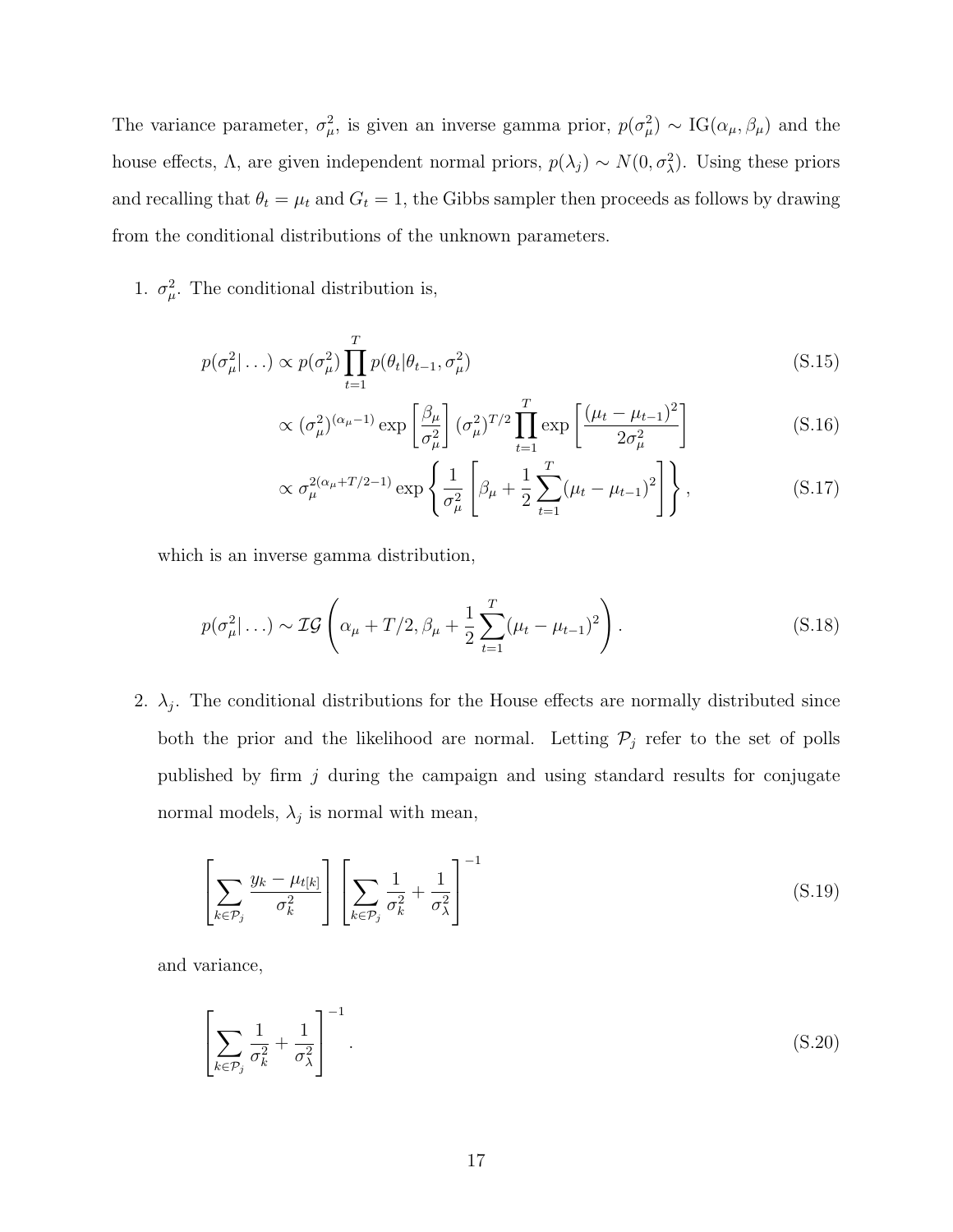The variance parameter, $\sigma_\mu^2$, is given an inverse gamma prior, $p(\sigma_\mu^2) \sim \text{IG}(\alpha_\mu, \beta_\mu)$ and the house effects, $\Lambda$, are given independent normal priors, $p(\lambda_j) \sim N(0, \sigma_\lambda^2)$. Using these priors and recalling that $\theta_t = \mu_t$ and $G_t = 1$, the Gibbs sampler then proceeds as follows by drawing from the conditional distributions of the unknown parameters.

1. $\sigma_\mu^2$. The conditional distribution is,

$$p(\sigma_\mu^2|\ldots) \propto p(\sigma_\mu^2) \prod_{t=1}^{T} p(\theta_t|\theta_{t-1}, \sigma_\mu^2) \tag{S.15}$$

$$\propto (\sigma_\mu^2)^{(\alpha_\mu - 1)} \exp\left[\frac{\beta_\mu}{\sigma_\mu^2}\right] (\sigma_\mu^2)^{T/2} \prod_{t=1}^{T} \exp\left[\frac{(\mu_t - \mu_{t-1})^2}{2\sigma_\mu^2}\right] \tag{S.16}$$

$$\propto \sigma_\mu^{2(\alpha_\mu + T/2 - 1)} \exp\left\{\frac{1}{\sigma_\mu^2}\left[\beta_\mu + \frac{1}{2}\sum_{t=1}^{T}(\mu_t - \mu_{t-1})^2\right]\right\}, \tag{S.17}$$

which is an inverse gamma distribution,

$$p(\sigma_\mu^2|\ldots) \sim \mathcal{IG}\left(\alpha_\mu + T/2, \beta_\mu + \frac{1}{2}\sum_{t=1}^{T}(\mu_t - \mu_{t-1})^2\right). \tag{S.18}$$

2. $\lambda_j$. The conditional distributions for the House effects are normally distributed since both the prior and the likelihood are normal. Letting $\mathcal{P}_j$ refer to the set of polls published by firm $j$ during the campaign and using standard results for conjugate normal models, $\lambda_j$ is normal with mean,

$$\left[\sum_{k \in \mathcal{P}_j} \frac{y_k - \mu_{t[k]}}{\sigma_k^2}\right] \left[\sum_{k \in \mathcal{P}_j} \frac{1}{\sigma_k^2} + \frac{1}{\sigma_\lambda^2}\right]^{-1} \tag{S.19}$$

and variance,

$$\left[\sum_{k \in \mathcal{P}_j} \frac{1}{\sigma_k^2} + \frac{1}{\sigma_\lambda^2}\right]^{-1}. \tag{S.20}$$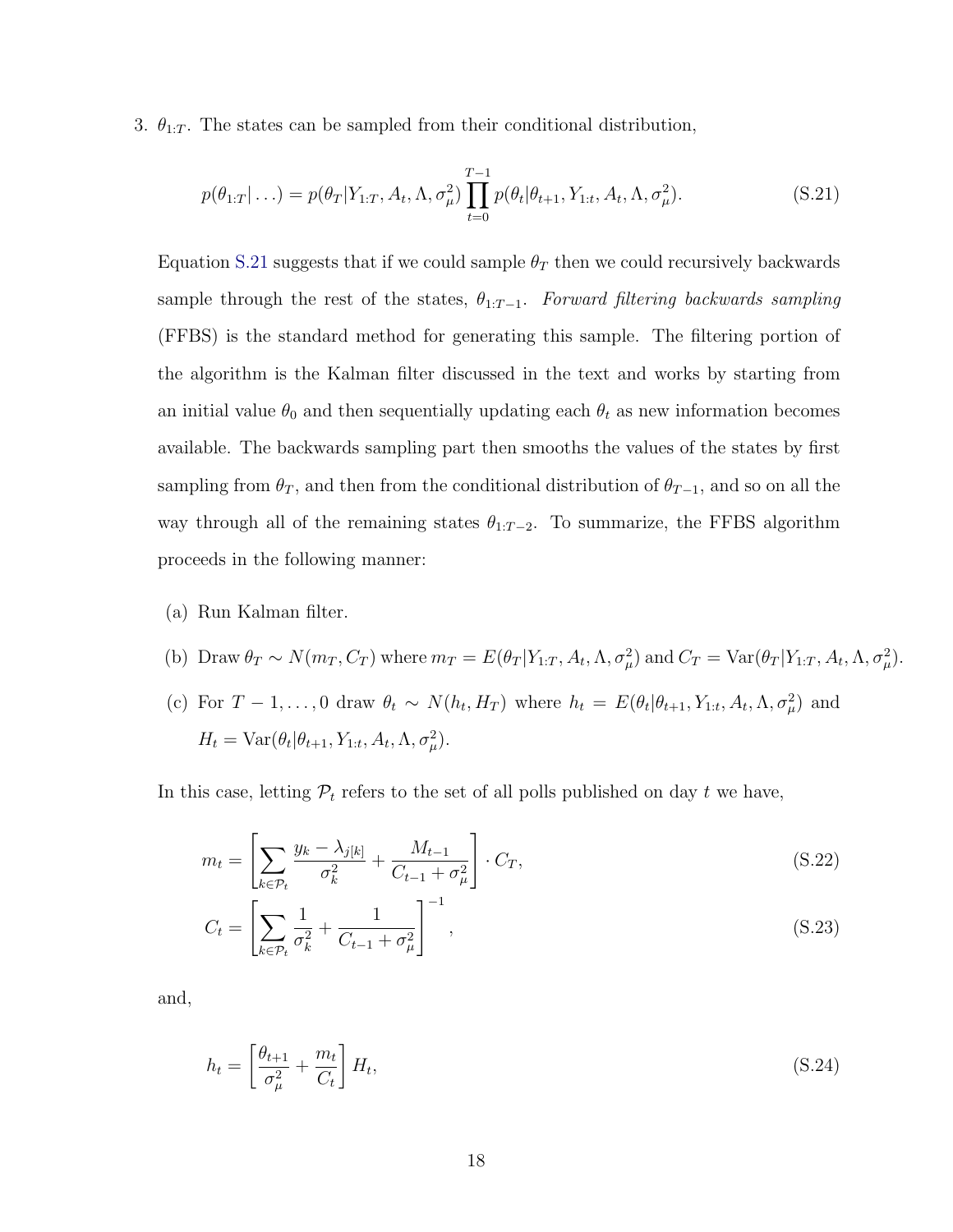3. $\theta_{1:T}$. The states can be sampled from their conditional distribution,

$$p(\theta_{1:T}|\ldots) = p(\theta_T|Y_{1:T}, A_t, \Lambda, \sigma_\mu^2) \prod_{t=0}^{T-1} p(\theta_t|\theta_{t+1}, Y_{1:t}, A_t, \Lambda, \sigma_\mu^2). \tag{S.21}$$

Equation S.21 suggests that if we could sample $\theta_T$ then we could recursively backwards sample through the rest of the states, $\theta_{1:T-1}$. *Forward filtering backwards sampling* (FFBS) is the standard method for generating this sample. The filtering portion of the algorithm is the Kalman filter discussed in the text and works by starting from an initial value $\theta_0$ and then sequentially updating each $\theta_t$ as new information becomes available. The backwards sampling part then smooths the values of the states by first sampling from $\theta_T$, and then from the conditional distribution of $\theta_{T-1}$, and so on all the way through all of the remaining states $\theta_{1:T-2}$. To summarize, the FFBS algorithm proceeds in the following manner:

(a) Run Kalman filter.

(b) Draw $\theta_T \sim N(m_T, C_T)$ where $m_T = E(\theta_T|Y_{1:T}, A_t, \Lambda, \sigma_\mu^2)$ and $C_T = \text{Var}(\theta_T|Y_{1:T}, A_t, \Lambda, \sigma_\mu^2)$.

(c) For $T-1, \ldots, 0$ draw $\theta_t \sim N(h_t, H_T)$ where $h_t = E(\theta_t|\theta_{t+1}, Y_{1:t}, A_t, \Lambda, \sigma_\mu^2)$ and $H_t = \text{Var}(\theta_t|\theta_{t+1}, Y_{1:t}, A_t, \Lambda, \sigma_\mu^2)$.

In this case, letting $\mathcal{P}_t$ refers to the set of all polls published on day $t$ we have,

$$m_t = \left[ \sum_{k \in \mathcal{P}_t} \frac{y_k - \lambda_{j[k]}}{\sigma_k^2} + \frac{M_{t-1}}{C_{t-1} + \sigma_\mu^2} \right] \cdot C_T, \tag{S.22}$$

$$C_t = \left[ \sum_{k \in \mathcal{P}_t} \frac{1}{\sigma_k^2} + \frac{1}{C_{t-1} + \sigma_\mu^2} \right]^{-1}, \tag{S.23}$$

and,

$$h_t = \left[ \frac{\theta_{t+1}}{\sigma_\mu^2} + \frac{m_t}{C_t} \right] H_t, \tag{S.24}$$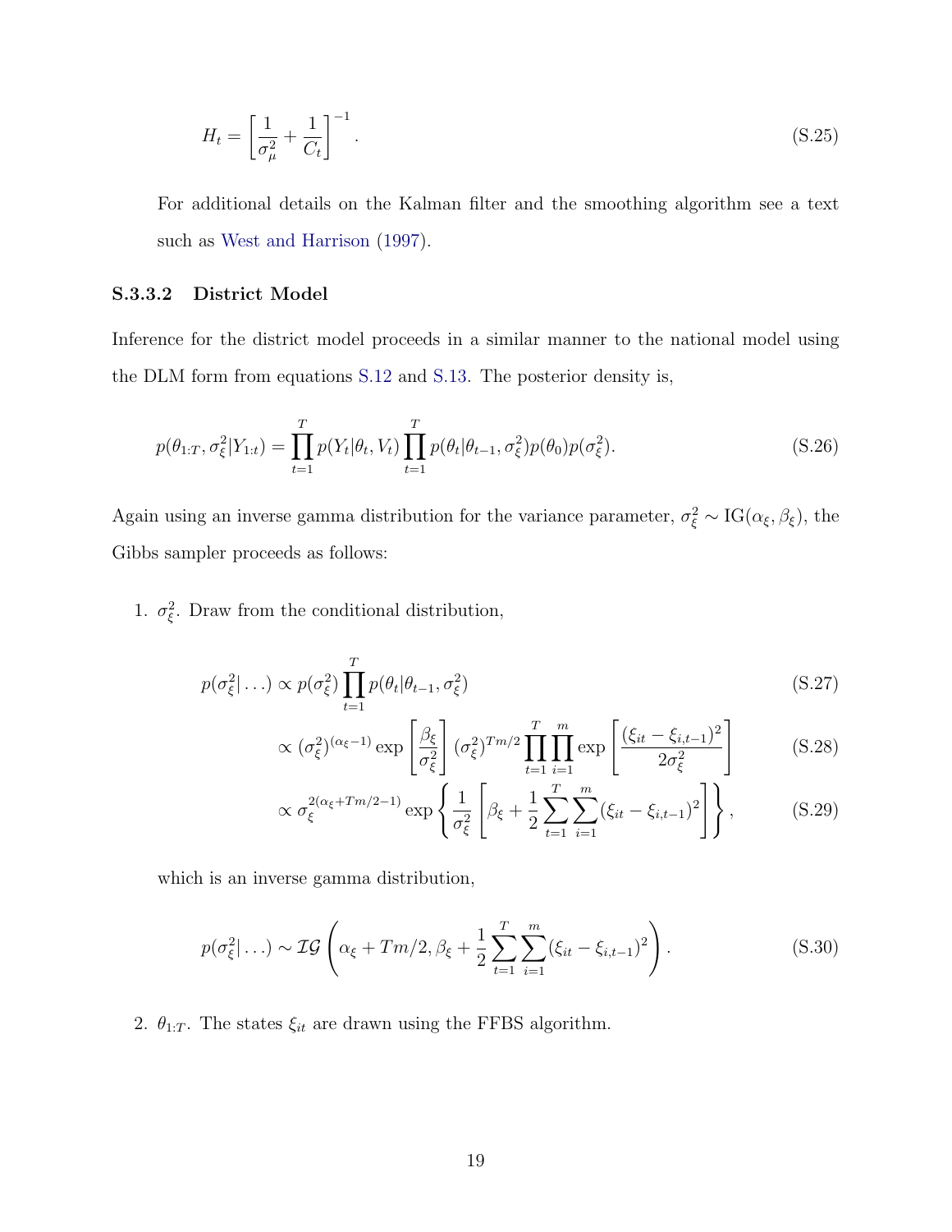$$H_t = \left[ \frac{1}{\sigma_\mu^2} + \frac{1}{C_t} \right]^{-1}. \tag{S.25}$$

For additional details on the Kalman filter and the smoothing algorithm see a text such as West and Harrison (1997).

#### S.3.3.2 District Model

Inference for the district model proceeds in a similar manner to the national model using the DLM form from equations S.12 and S.13. The posterior density is,

$$p(\theta_{1:T}, \sigma_\xi^2 | Y_{1:t}) = \prod_{t=1}^{T} p(Y_t | \theta_t, V_t) \prod_{t=1}^{T} p(\theta_t | \theta_{t-1}, \sigma_\xi^2) p(\theta_0) p(\sigma_\xi^2). \tag{S.26}$$

Again using an inverse gamma distribution for the variance parameter, $\sigma_\xi^2 \sim \text{IG}(\alpha_\xi, \beta_\xi)$, the Gibbs sampler proceeds as follows:

1. $\sigma_\xi^2$. Draw from the conditional distribution,

$$p(\sigma_\xi^2 | \dots) \propto p(\sigma_\xi^2) \prod_{t=1}^{T} p(\theta_t | \theta_{t-1}, \sigma_\xi^2) \tag{S.27}$$

$$\propto (\sigma_\xi^2)^{(\alpha_\xi - 1)} \exp \left[ \frac{\beta_\xi}{\sigma_\xi^2} \right] (\sigma_\xi^2)^{Tm/2} \prod_{t=1}^{T} \prod_{i=1}^{m} \exp \left[ \frac{(\xi_{it} - \xi_{i,t-1})^2}{2\sigma_\xi^2} \right] \tag{S.28}$$

$$\propto \sigma_\xi^{2(\alpha_\xi + Tm/2 - 1)} \exp \left\{ \frac{1}{\sigma_\xi^2} \left[ \beta_\xi + \frac{1}{2} \sum_{t=1}^{T} \sum_{i=1}^{m} (\xi_{it} - \xi_{i,t-1})^2 \right] \right\}, \tag{S.29}$$

which is an inverse gamma distribution,

$$p(\sigma_\xi^2 | \dots) \sim \mathcal{IG} \left( \alpha_\xi + Tm/2, \beta_\xi + \frac{1}{2} \sum_{t=1}^{T} \sum_{i=1}^{m} (\xi_{it} - \xi_{i,t-1})^2 \right). \tag{S.30}$$

2. $\theta_{1:T}$. The states $\xi_{it}$ are drawn using the FFBS algorithm.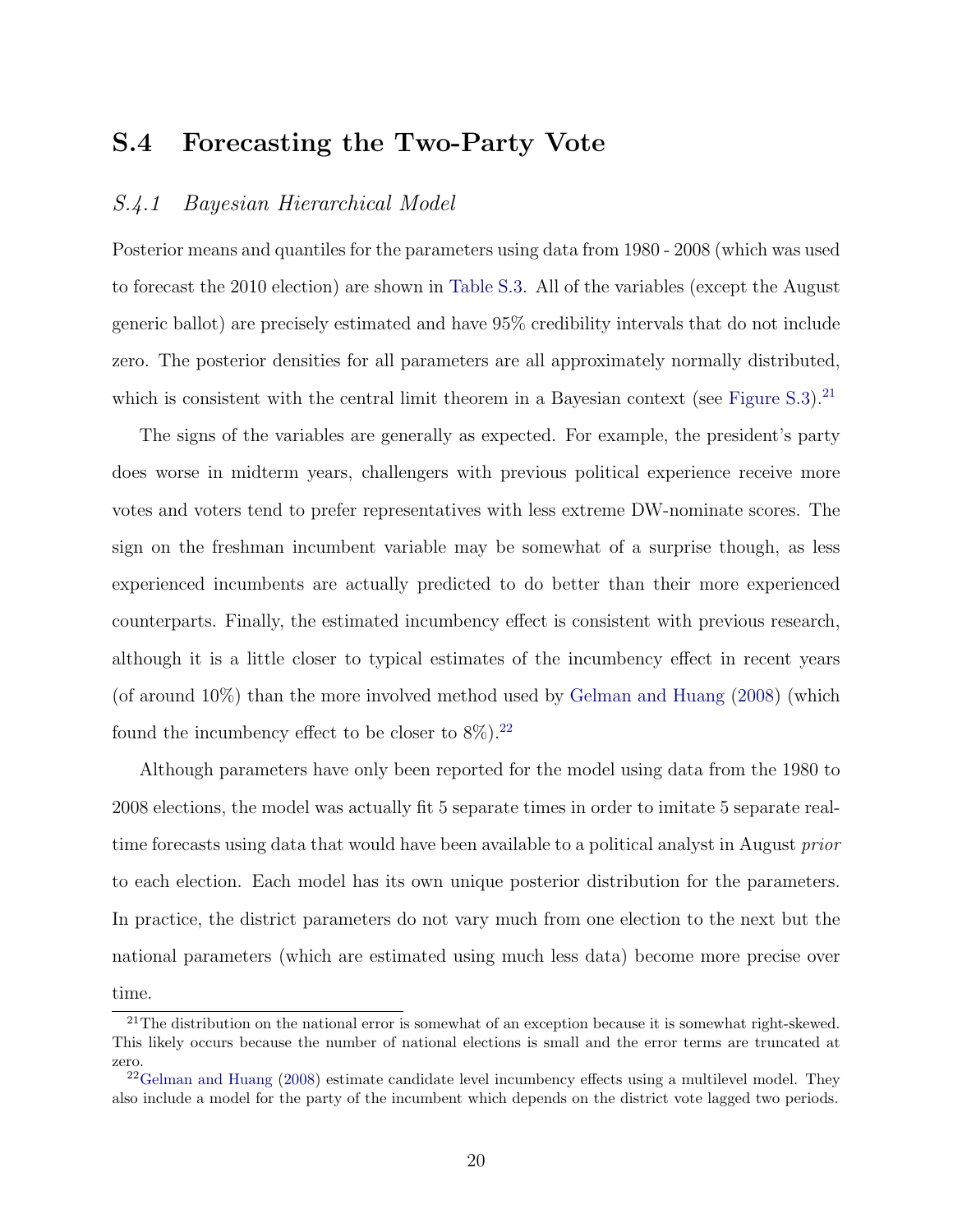## S.4 Forecasting the Two-Party Vote

### *S.4.1 Bayesian Hierarchical Model*

Posterior means and quantiles for the parameters using data from 1980 - 2008 (which was used to forecast the 2010 election) are shown in Table S.3. All of the variables (except the August generic ballot) are precisely estimated and have 95% credibility intervals that do not include zero. The posterior densities for all parameters are all approximately normally distributed, which is consistent with the central limit theorem in a Bayesian context (see Figure S.3).[21]

The signs of the variables are generally as expected. For example, the president's party does worse in midterm years, challengers with previous political experience receive more votes and voters tend to prefer representatives with less extreme DW-nominate scores. The sign on the freshman incumbent variable may be somewhat of a surprise though, as less experienced incumbents are actually predicted to do better than their more experienced counterparts. Finally, the estimated incumbency effect is consistent with previous research, although it is a little closer to typical estimates of the incumbency effect in recent years (of around 10%) than the more involved method used by Gelman and Huang (2008) (which found the incumbency effect to be closer to 8%).[22]

Although parameters have only been reported for the model using data from the 1980 to 2008 elections, the model was actually fit 5 separate times in order to imitate 5 separate real-time forecasts using data that would have been available to a political analyst in August *prior* to each election. Each model has its own unique posterior distribution for the parameters. In practice, the district parameters do not vary much from one election to the next but the national parameters (which are estimated using much less data) become more precise over time.

[21] The distribution on the national error is somewhat of an exception because it is somewhat right-skewed. This likely occurs because the number of national elections is small and the error terms are truncated at zero.

[22] Gelman and Huang (2008) estimate candidate level incumbency effects using a multilevel model. They also include a model for the party of the incumbent which depends on the district vote lagged two periods.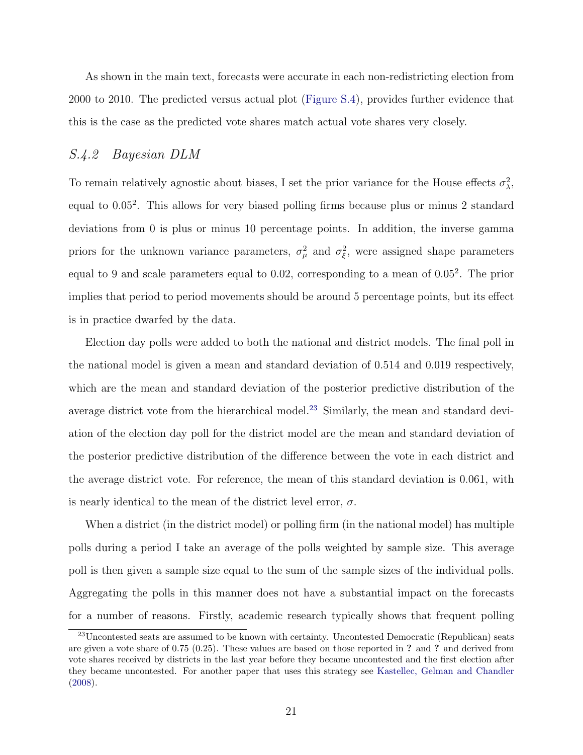As shown in the main text, forecasts were accurate in each non-redistricting election from 2000 to 2010. The predicted versus actual plot (Figure S.4), provides further evidence that this is the case as the predicted vote shares match actual vote shares very closely.

### *S.4.2 Bayesian DLM*

To remain relatively agnostic about biases, I set the prior variance for the House effects $\sigma_\lambda^2$, equal to $0.05^2$. This allows for very biased polling firms because plus or minus 2 standard deviations from 0 is plus or minus 10 percentage points. In addition, the inverse gamma priors for the unknown variance parameters, $\sigma_\mu^2$ and $\sigma_\xi^2$, were assigned shape parameters equal to 9 and scale parameters equal to 0.02, corresponding to a mean of $0.05^2$. The prior implies that period to period movements should be around 5 percentage points, but its effect is in practice dwarfed by the data.

Election day polls were added to both the national and district models. The final poll in the national model is given a mean and standard deviation of 0.514 and 0.019 respectively, which are the mean and standard deviation of the posterior predictive distribution of the average district vote from the hierarchical model.[23] Similarly, the mean and standard deviation of the election day poll for the district model are the mean and standard deviation of the posterior predictive distribution of the difference between the vote in each district and the average district vote. For reference, the mean of this standard deviation is 0.061, with is nearly identical to the mean of the district level error, $\sigma$.

When a district (in the district model) or polling firm (in the national model) has multiple polls during a period I take an average of the polls weighted by sample size. This average poll is then given a sample size equal to the sum of the sample sizes of the individual polls. Aggregating the polls in this manner does not have a substantial impact on the forecasts for a number of reasons. Firstly, academic research typically shows that frequent polling

[23] Uncontested seats are assumed to be known with certainty. Uncontested Democratic (Republican) seats are given a vote share of 0.75 (0.25). These values are based on those reported in **?** and **?** and derived from vote shares received by districts in the last year before they became uncontested and the first election after they became uncontested. For another paper that uses this strategy see Kastellec, Gelman and Chandler (2008).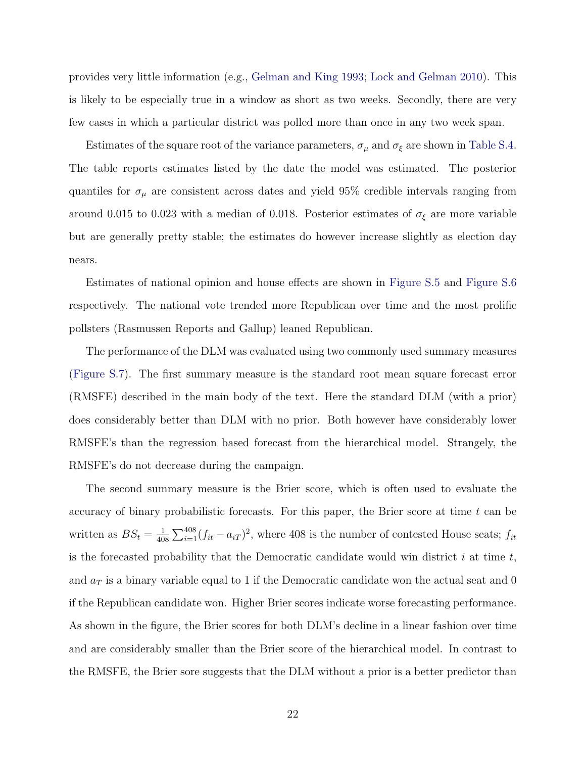provides very little information (e.g., Gelman and King 1993; Lock and Gelman 2010). This is likely to be especially true in a window as short as two weeks. Secondly, there are very few cases in which a particular district was polled more than once in any two week span.

Estimates of the square root of the variance parameters, $\sigma_\mu$ and $\sigma_\xi$ are shown in Table S.4. The table reports estimates listed by the date the model was estimated. The posterior quantiles for $\sigma_\mu$ are consistent across dates and yield 95% credible intervals ranging from around 0.015 to 0.023 with a median of 0.018. Posterior estimates of $\sigma_\xi$ are more variable but are generally pretty stable; the estimates do however increase slightly as election day nears.

Estimates of national opinion and house effects are shown in Figure S.5 and Figure S.6 respectively. The national vote trended more Republican over time and the most prolific pollsters (Rasmussen Reports and Gallup) leaned Republican.

The performance of the DLM was evaluated using two commonly used summary measures (Figure S.7). The first summary measure is the standard root mean square forecast error (RMSFE) described in the main body of the text. Here the standard DLM (with a prior) does considerably better than DLM with no prior. Both however have considerably lower RMSFE's than the regression based forecast from the hierarchical model. Strangely, the RMSFE's do not decrease during the campaign.

The second summary measure is the Brier score, which is often used to evaluate the accuracy of binary probabilistic forecasts. For this paper, the Brier score at time $t$ can be written as $BS_t = \frac{1}{408}\sum_{i=1}^{408}(f_{it} - a_{iT})^2$, where 408 is the number of contested House seats; $f_{it}$ is the forecasted probability that the Democratic candidate would win district $i$ at time $t$, and $a_T$ is a binary variable equal to 1 if the Democratic candidate won the actual seat and 0 if the Republican candidate won. Higher Brier scores indicate worse forecasting performance. As shown in the figure, the Brier scores for both DLM's decline in a linear fashion over time and are considerably smaller than the Brier score of the hierarchical model. In contrast to the RMSFE, the Brier sore suggests that the DLM without a prior is a better predictor than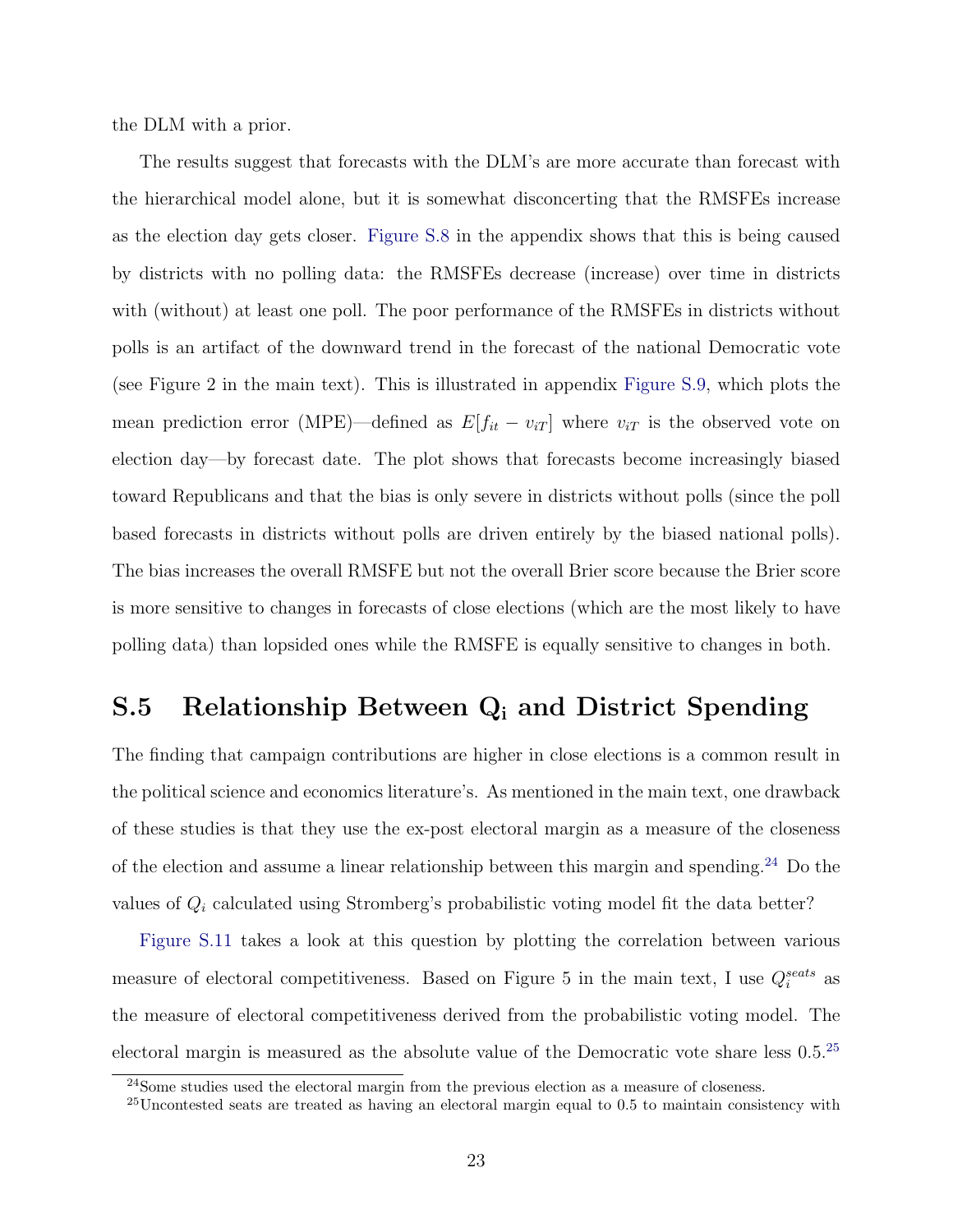the DLM with a prior.

The results suggest that forecasts with the DLM's are more accurate than forecast with the hierarchical model alone, but it is somewhat disconcerting that the RMSFEs increase as the election day gets closer. Figure S.8 in the appendix shows that this is being caused by districts with no polling data: the RMSFEs decrease (increase) over time in districts with (without) at least one poll. The poor performance of the RMSFEs in districts without polls is an artifact of the downward trend in the forecast of the national Democratic vote (see Figure 2 in the main text). This is illustrated in appendix Figure S.9, which plots the mean prediction error (MPE)—defined as $E[f_{it} - v_{iT}]$ where $v_{iT}$ is the observed vote on election day—by forecast date. The plot shows that forecasts become increasingly biased toward Republicans and that the bias is only severe in districts without polls (since the poll based forecasts in districts without polls are driven entirely by the biased national polls). The bias increases the overall RMSFE but not the overall Brier score because the Brier score is more sensitive to changes in forecasts of close elections (which are the most likely to have polling data) than lopsided ones while the RMSFE is equally sensitive to changes in both.

## S.5 Relationship Between $Q_i$ and District Spending

The finding that campaign contributions are higher in close elections is a common result in the political science and economics literature's. As mentioned in the main text, one drawback of these studies is that they use the ex-post electoral margin as a measure of the closeness of the election and assume a linear relationship between this margin and spending.[24] Do the values of $Q_i$ calculated using Stromberg's probabilistic voting model fit the data better?

Figure S.11 takes a look at this question by plotting the correlation between various measure of electoral competitiveness. Based on Figure 5 in the main text, I use $Q_i^{seats}$ as the measure of electoral competitiveness derived from the probabilistic voting model. The electoral margin is measured as the absolute value of the Democratic vote share less 0.5.[25]

[24]Some studies used the electoral margin from the previous election as a measure of closeness.

[25]Uncontested seats are treated as having an electoral margin equal to 0.5 to maintain consistency with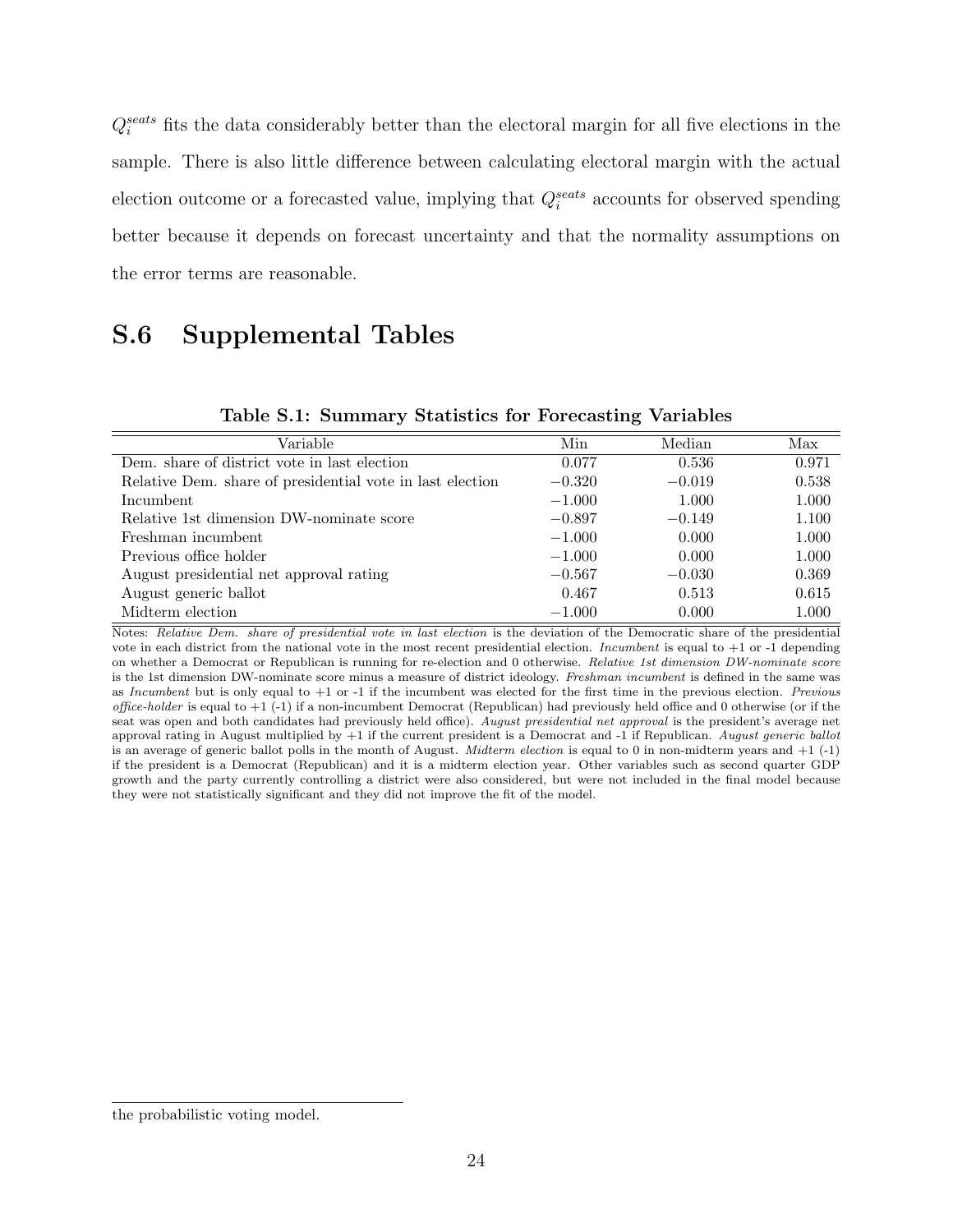$Q_i^{seats}$ fits the data considerably better than the electoral margin for all five elections in the sample. There is also little difference between calculating electoral margin with the actual election outcome or a forecasted value, implying that $Q_i^{seats}$ accounts for observed spending better because it depends on forecast uncertainty and that the normality assumptions on the error terms are reasonable.

## S.6 Supplemental Tables

**Table S.1: Summary Statistics for Forecasting Variables**

| Variable | Min | Median | Max |
|---|---|---|---|
| Dem. share of district vote in last election | 0.077 | 0.536 | 0.971 |
| Relative Dem. share of presidential vote in last election | −0.320 | −0.019 | 0.538 |
| Incumbent | −1.000 | 1.000 | 1.000 |
| Relative 1st dimension DW-nominate score | −0.897 | −0.149 | 1.100 |
| Freshman incumbent | −1.000 | 0.000 | 1.000 |
| Previous office holder | −1.000 | 0.000 | 1.000 |
| August presidential net approval rating | −0.567 | −0.030 | 0.369 |
| August generic ballot | 0.467 | 0.513 | 0.615 |
| Midterm election | −1.000 | 0.000 | 1.000 |

Notes: *Relative Dem. share of presidential vote in last election* is the deviation of the Democratic share of the presidential vote in each district from the national vote in the most recent presidential election. *Incumbent* is equal to +1 or -1 depending on whether a Democrat or Republican is running for re-election and 0 otherwise. *Relative 1st dimension DW-nominate score* is the 1st dimension DW-nominate score minus a measure of district ideology. *Freshman incumbent* is defined in the same was as *Incumbent* but is only equal to +1 or -1 if the incumbent was elected for the first time in the previous election. *Previous office-holder* is equal to +1 (-1) if a non-incumbent Democrat (Republican) had previously held office and 0 otherwise (or if the seat was open and both candidates had previously held office). *August presidential net approval* is the president's average net approval rating in August multiplied by +1 if the current president is a Democrat and -1 if Republican. *August generic ballot* is an average of generic ballot polls in the month of August. *Midterm election* is equal to 0 in non-midterm years and +1 (-1) if the president is a Democrat (Republican) and it is a midterm election year. Other variables such as second quarter GDP growth and the party currently controlling a district were also considered, but were not included in the final model because they were not statistically significant and they did not improve the fit of the model.

the probabilistic voting model.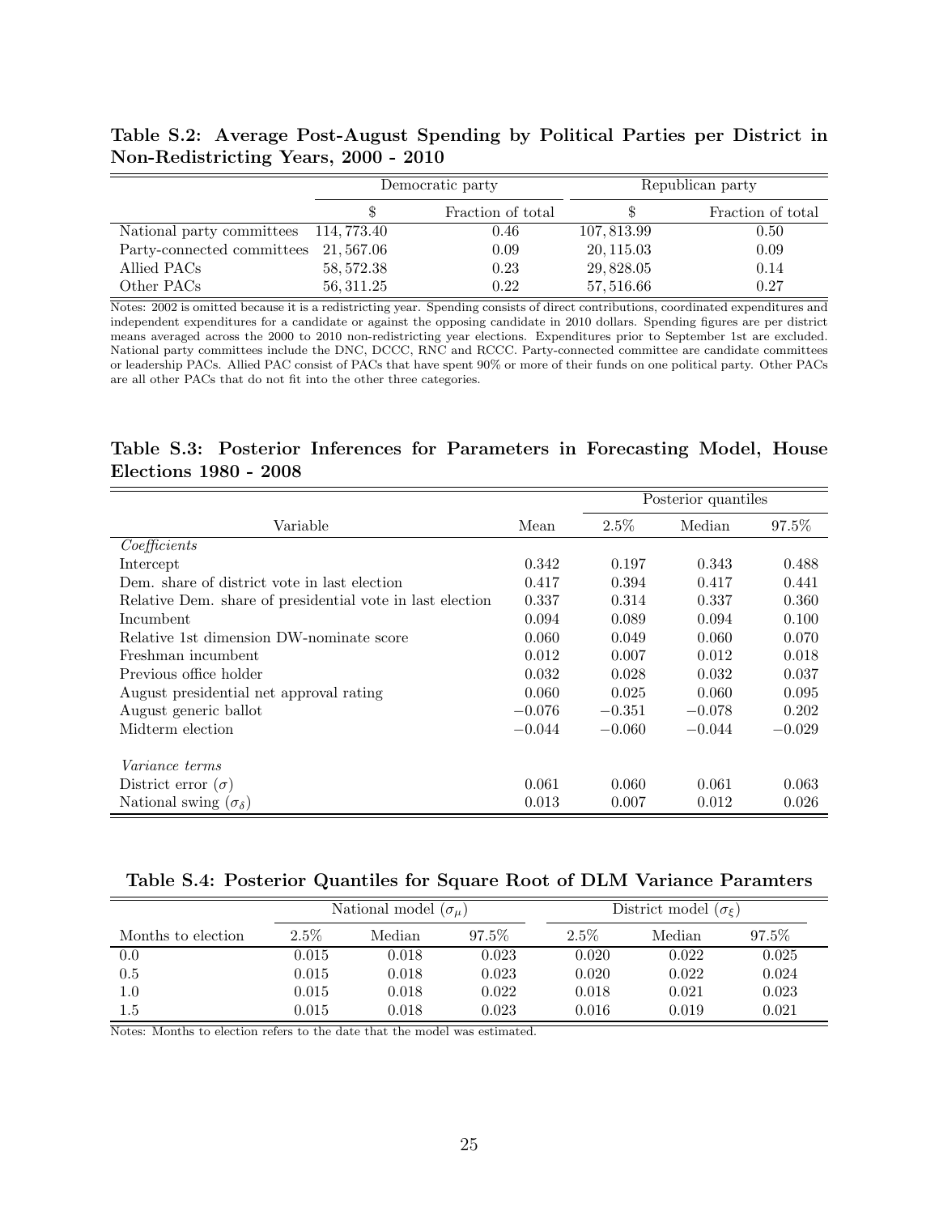**Table S.2: Average Post-August Spending by Political Parties per District in Non-Redistricting Years, 2000 - 2010**

| | Democratic party | | Republican party | |
|---|---|---|---|---|
| | $ | Fraction of total | $ | Fraction of total |
| National party committees | 114,773.40 | 0.46 | 107,813.99 | 0.50 |
| Party-connected committees | 21,567.06 | 0.09 | 20,115.03 | 0.09 |
| Allied PACs | 58,572.38 | 0.23 | 29,828.05 | 0.14 |
| Other PACs | 56,311.25 | 0.22 | 57,516.66 | 0.27 |

Notes: 2002 is omitted because it is a redistricting year. Spending consists of direct contributions, coordinated expenditures and independent expenditures for a candidate or against the opposing candidate in 2010 dollars. Spending figures are per district means averaged across the 2000 to 2010 non-redistricting year elections. Expenditures prior to September 1st are excluded. National party committees include the DNC, DCCC, RNC and RCCC. Party-connected committee are candidate committees or leadership PACs. Allied PAC consist of PACs that have spent 90% or more of their funds on one political party. Other PACs are all other PACs that do not fit into the other three categories.

**Table S.3: Posterior Inferences for Parameters in Forecasting Model, House Elections 1980 - 2008**

| | | Posterior quantiles | | |
|---|---|---|---|---|
| Variable | Mean | 2.5% | Median | 97.5% |
| *Coefficients* | | | | |
| Intercept | 0.342 | 0.197 | 0.343 | 0.488 |
| Dem. share of district vote in last election | 0.417 | 0.394 | 0.417 | 0.441 |
| Relative Dem. share of presidential vote in last election | 0.337 | 0.314 | 0.337 | 0.360 |
| Incumbent | 0.094 | 0.089 | 0.094 | 0.100 |
| Relative 1st dimension DW-nominate score | 0.060 | 0.049 | 0.060 | 0.070 |
| Freshman incumbent | 0.012 | 0.007 | 0.012 | 0.018 |
| Previous office holder | 0.032 | 0.028 | 0.032 | 0.037 |
| August presidential net approval rating | 0.060 | 0.025 | 0.060 | 0.095 |
| August generic ballot | −0.076 | −0.351 | −0.078 | 0.202 |
| Midterm election | −0.044 | −0.060 | −0.044 | −0.029 |
| *Variance terms* | | | | |
| District error ($\sigma$) | 0.061 | 0.060 | 0.061 | 0.063 |
| National swing ($\sigma_\delta$) | 0.013 | 0.007 | 0.012 | 0.026 |

**Table S.4: Posterior Quantiles for Square Root of DLM Variance Paramters**

| | National model ($\sigma_\mu$) | | | District model ($\sigma_\xi$) | | |
|---|---|---|---|---|---|---|
| Months to election | 2.5% | Median | 97.5% | 2.5% | Median | 97.5% |
| 0.0 | 0.015 | 0.018 | 0.023 | 0.020 | 0.022 | 0.025 |
| 0.5 | 0.015 | 0.018 | 0.023 | 0.020 | 0.022 | 0.024 |
| 1.0 | 0.015 | 0.018 | 0.022 | 0.018 | 0.021 | 0.023 |
| 1.5 | 0.015 | 0.018 | 0.023 | 0.016 | 0.019 | 0.021 |

Notes: Months to election refers to the date that the model was estimated.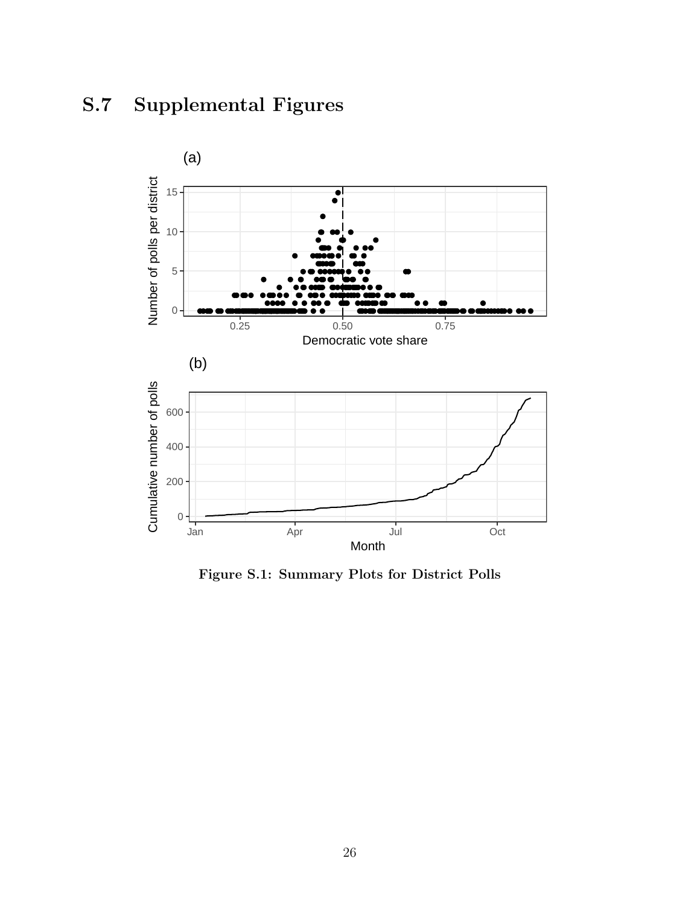## S.7 Supplemental Figures

**Figure S.1: Summary Plots for District Polls**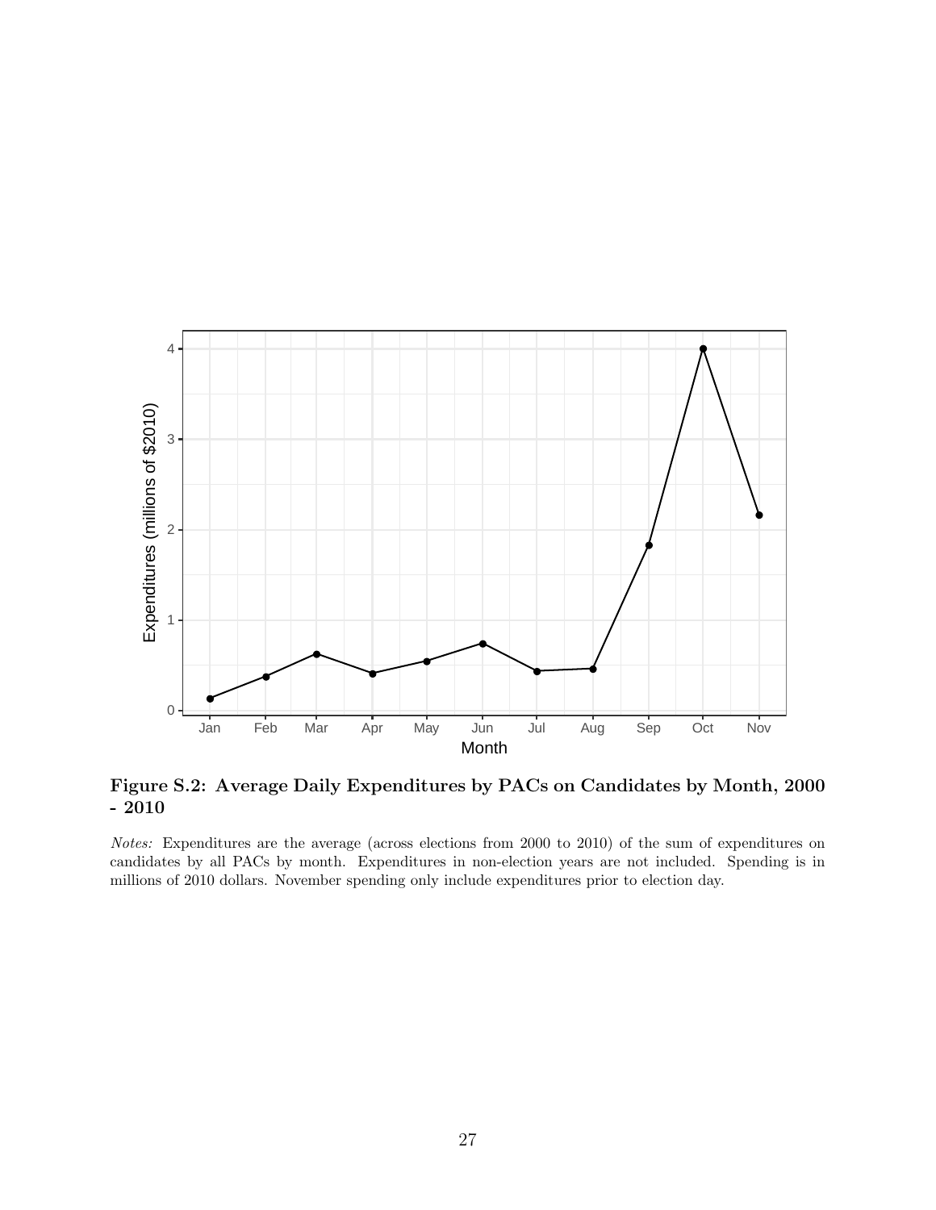**Figure S.2: Average Daily Expenditures by PACs on Candidates by Month, 2000 - 2010**

*Notes:* Expenditures are the average (across elections from 2000 to 2010) of the sum of expenditures on candidates by all PACs by month. Expenditures in non-election years are not included. Spending is in millions of 2010 dollars. November spending only include expenditures prior to election day.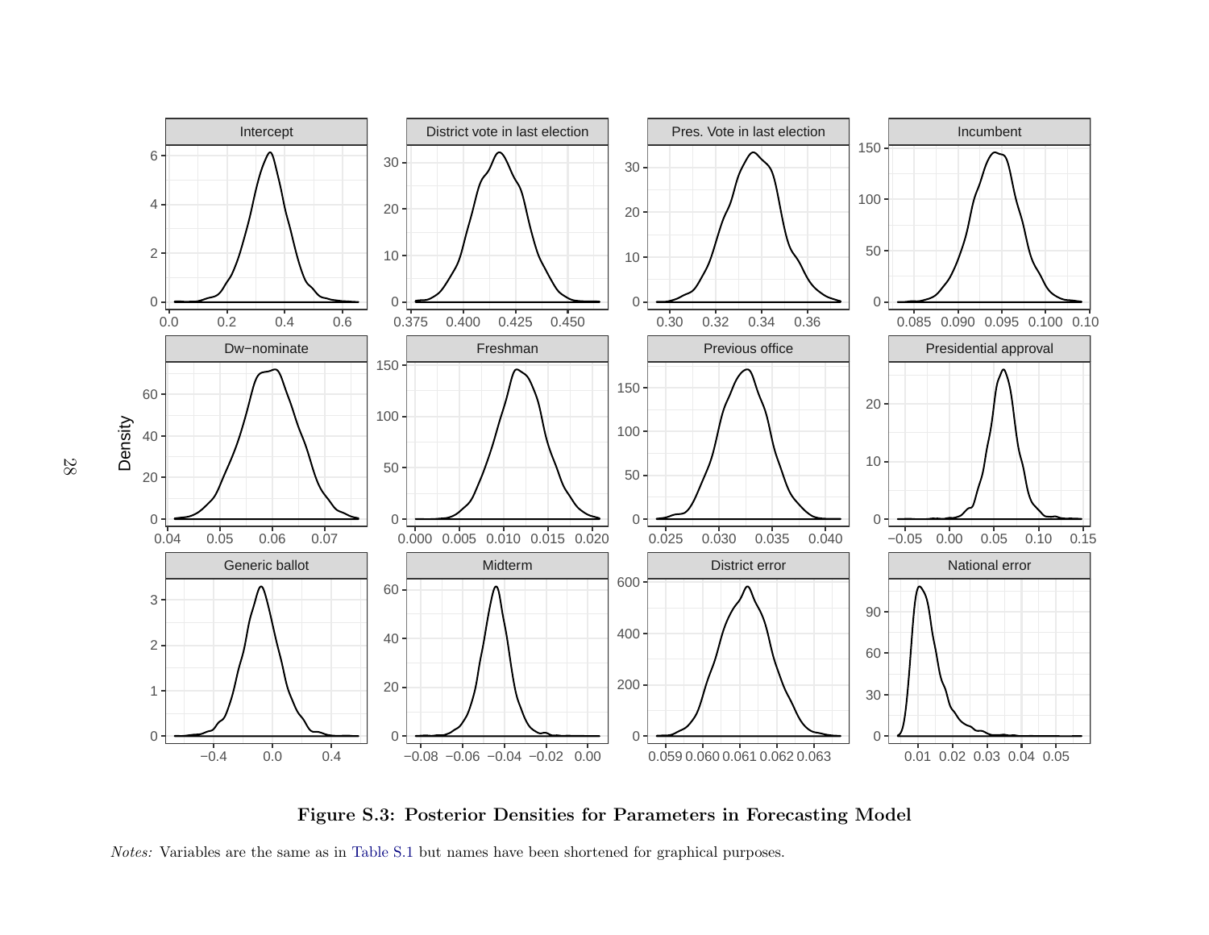**Figure S.3: Posterior Densities for Parameters in Forecasting Model**

*Notes:* Variables are the same as in Table S.1 but names have been shortened for graphical purposes.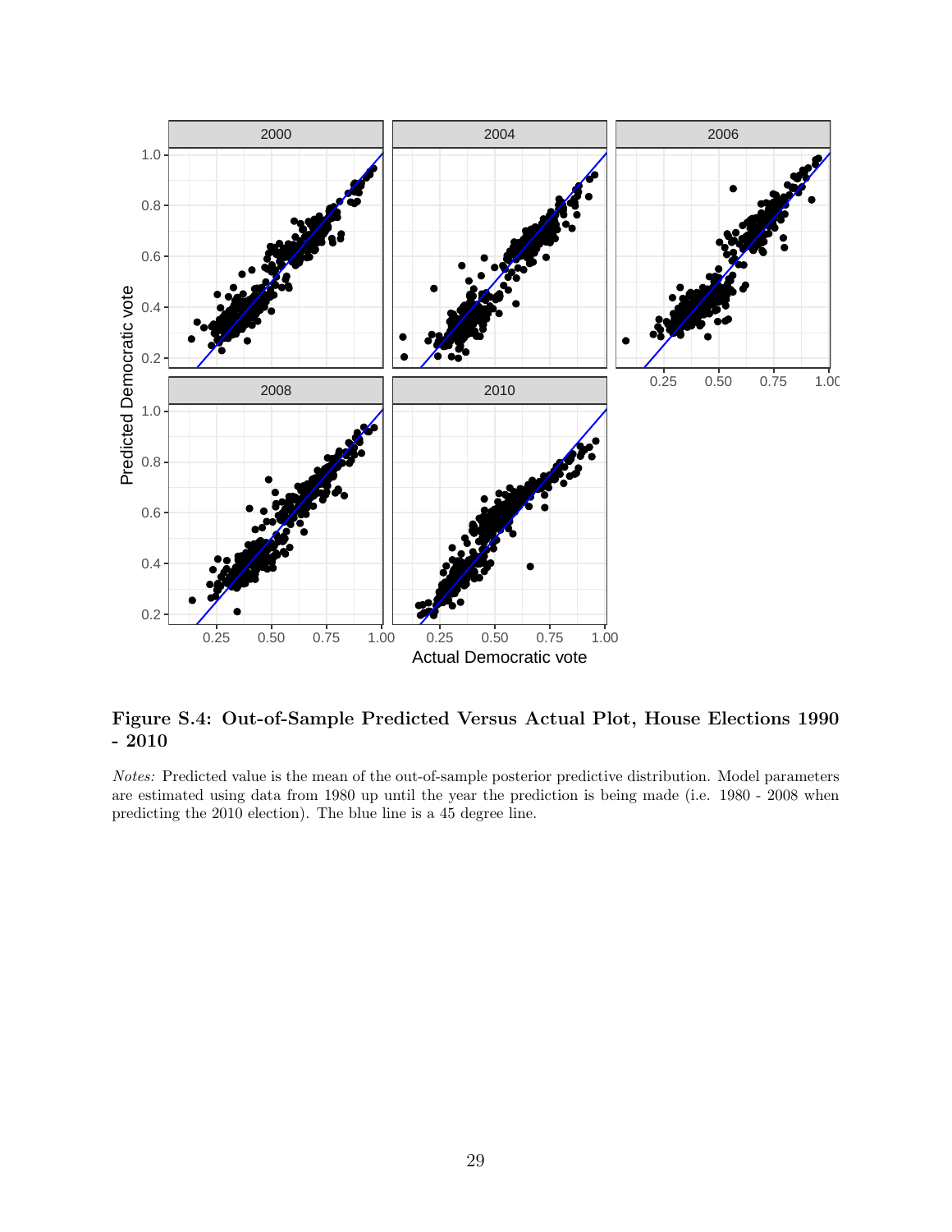**Figure S.4: Out-of-Sample Predicted Versus Actual Plot, House Elections 1990 - 2010**

*Notes:* Predicted value is the mean of the out-of-sample posterior predictive distribution. Model parameters are estimated using data from 1980 up until the year the prediction is being made (i.e. 1980 - 2008 when predicting the 2010 election). The blue line is a 45 degree line.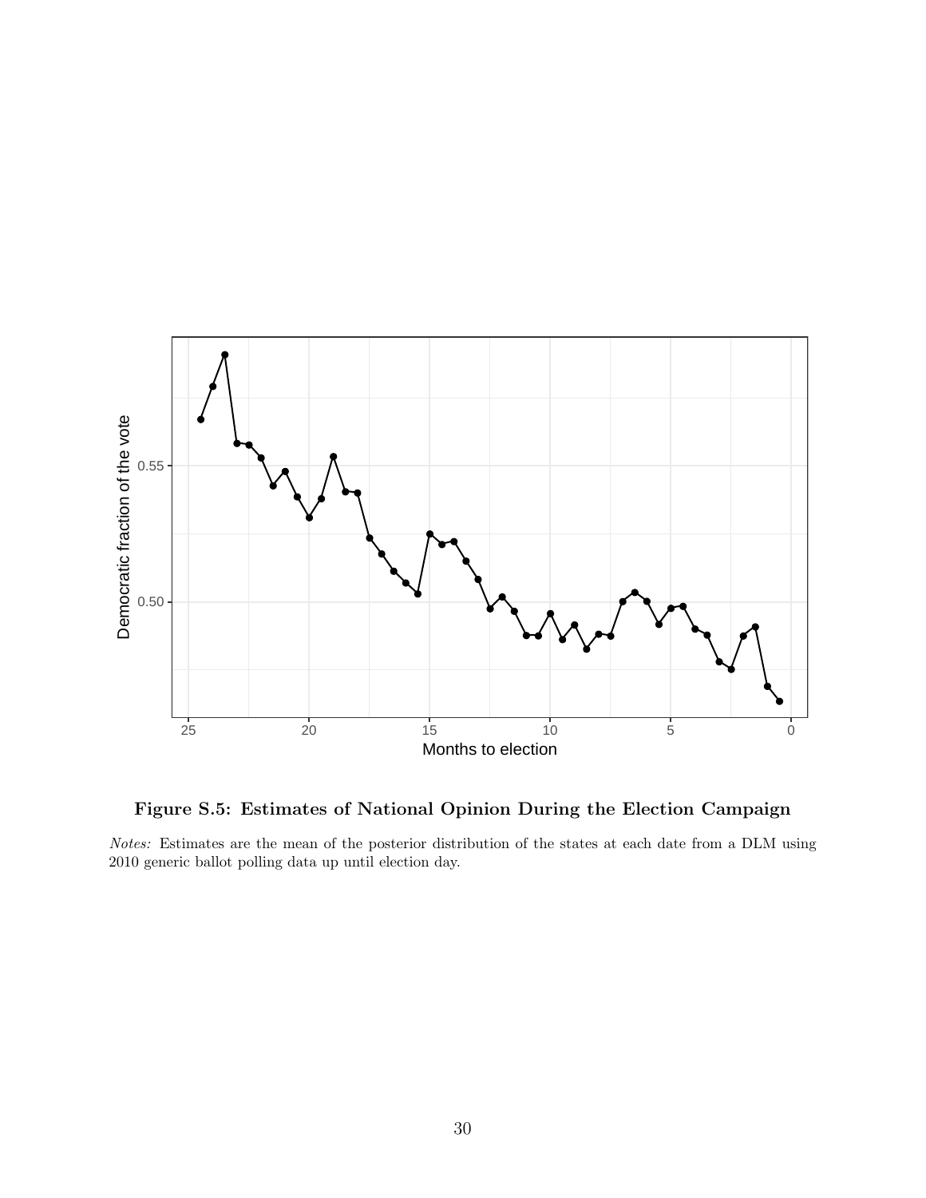**Figure S.5: Estimates of National Opinion During the Election Campaign**

*Notes:* Estimates are the mean of the posterior distribution of the states at each date from a DLM using 2010 generic ballot polling data up until election day.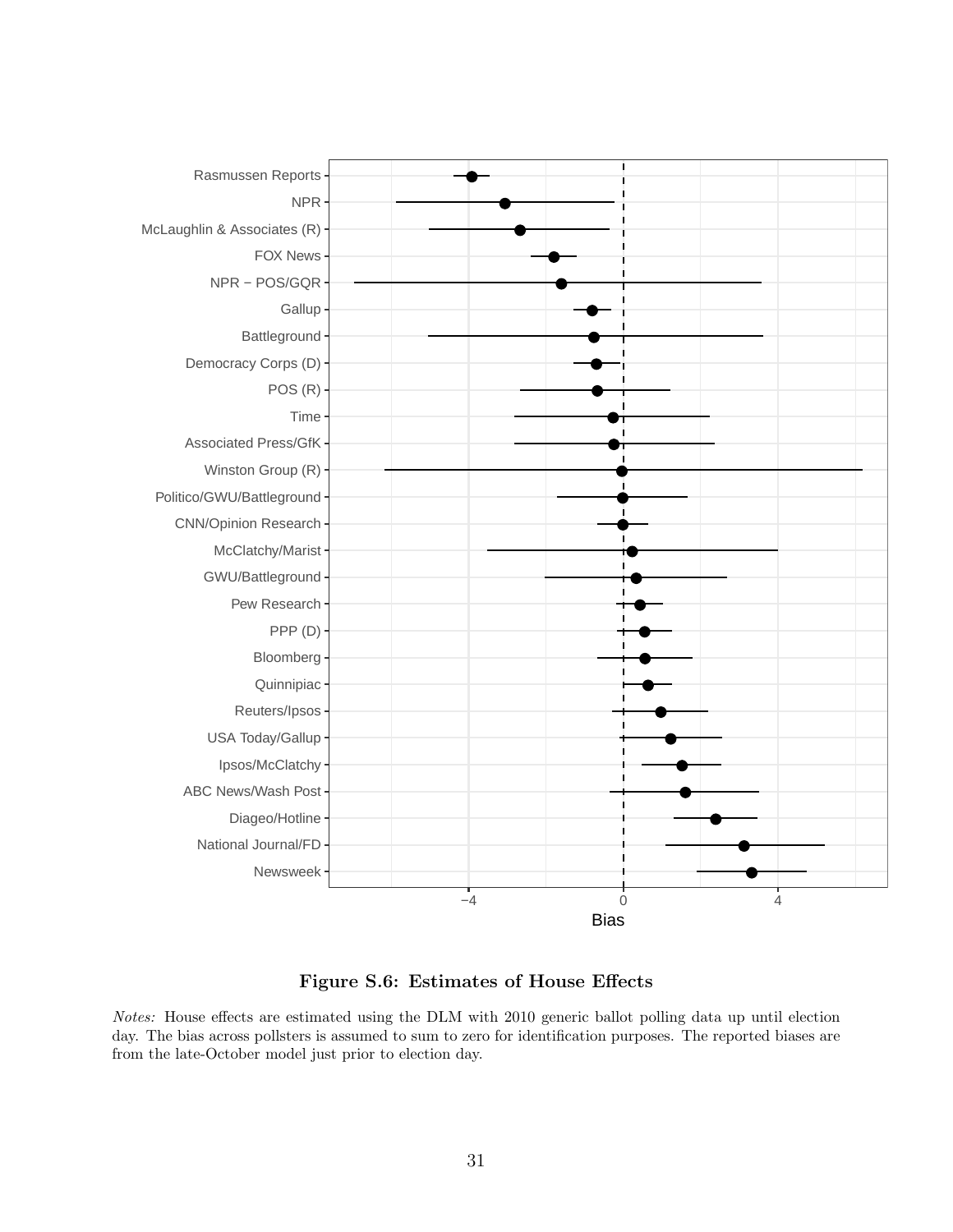**Figure S.6: Estimates of House Effects**

*Notes:* House effects are estimated using the DLM with 2010 generic ballot polling data up until election day. The bias across pollsters is assumed to sum to zero for identification purposes. The reported biases are from the late-October model just prior to election day.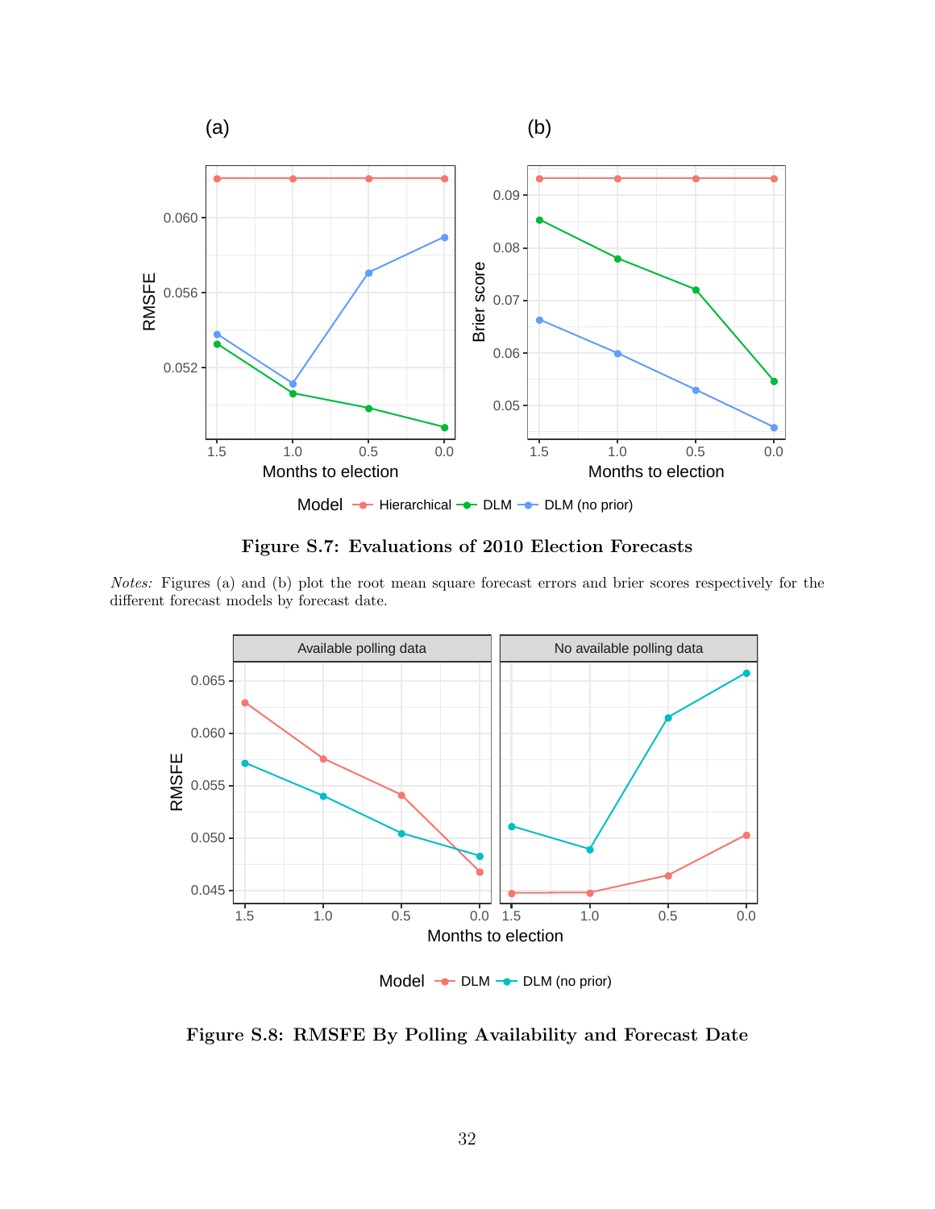**Figure S.7: Evaluations of 2010 Election Forecasts**

*Notes:* Figures (a) and (b) plot the root mean square forecast errors and brier scores respectively for the different forecast models by forecast date.

**Figure S.8: RMSFE By Polling Availability and Forecast Date**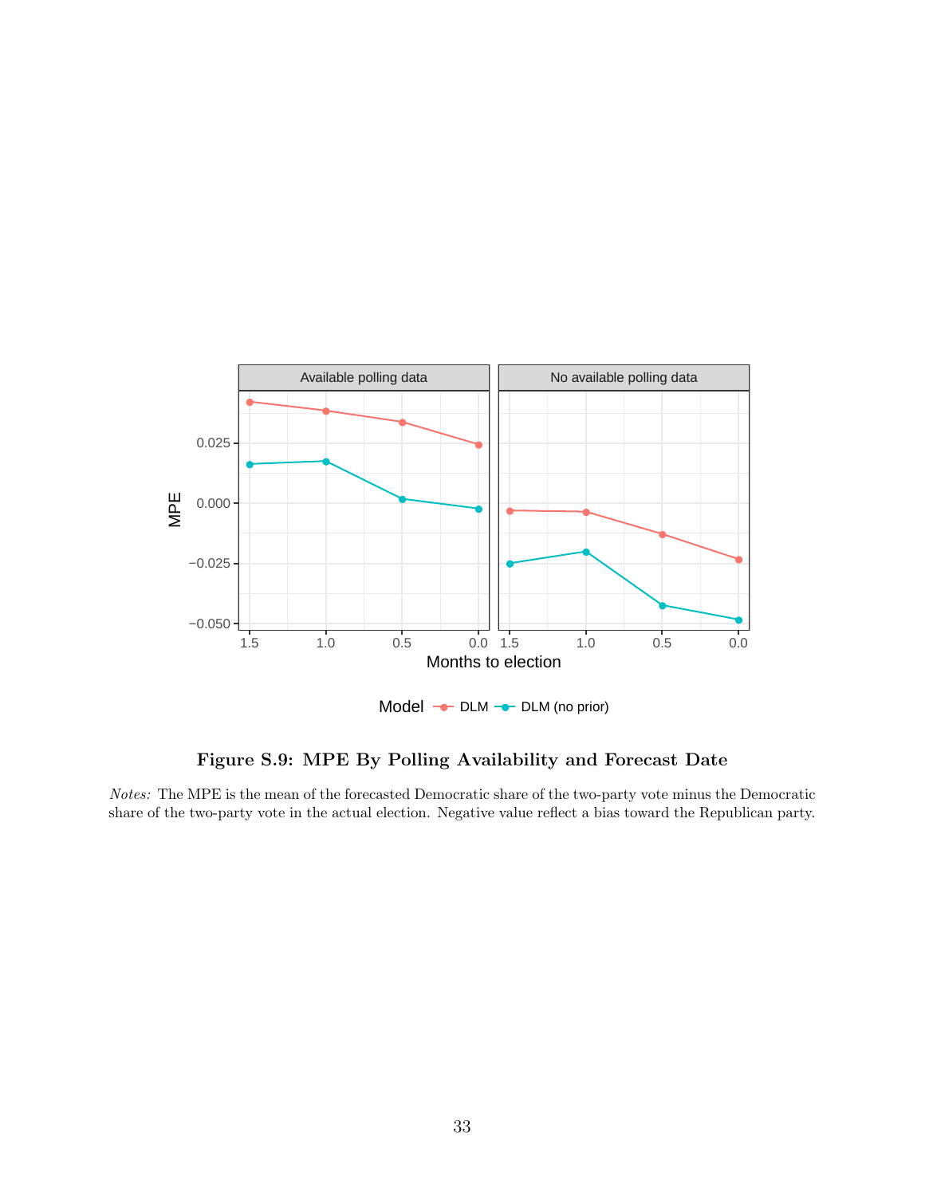**Figure S.9: MPE By Polling Availability and Forecast Date**

*Notes:* The MPE is the mean of the forecasted Democratic share of the two-party vote minus the Democratic share of the two-party vote in the actual election. Negative value reflect a bias toward the Republican party.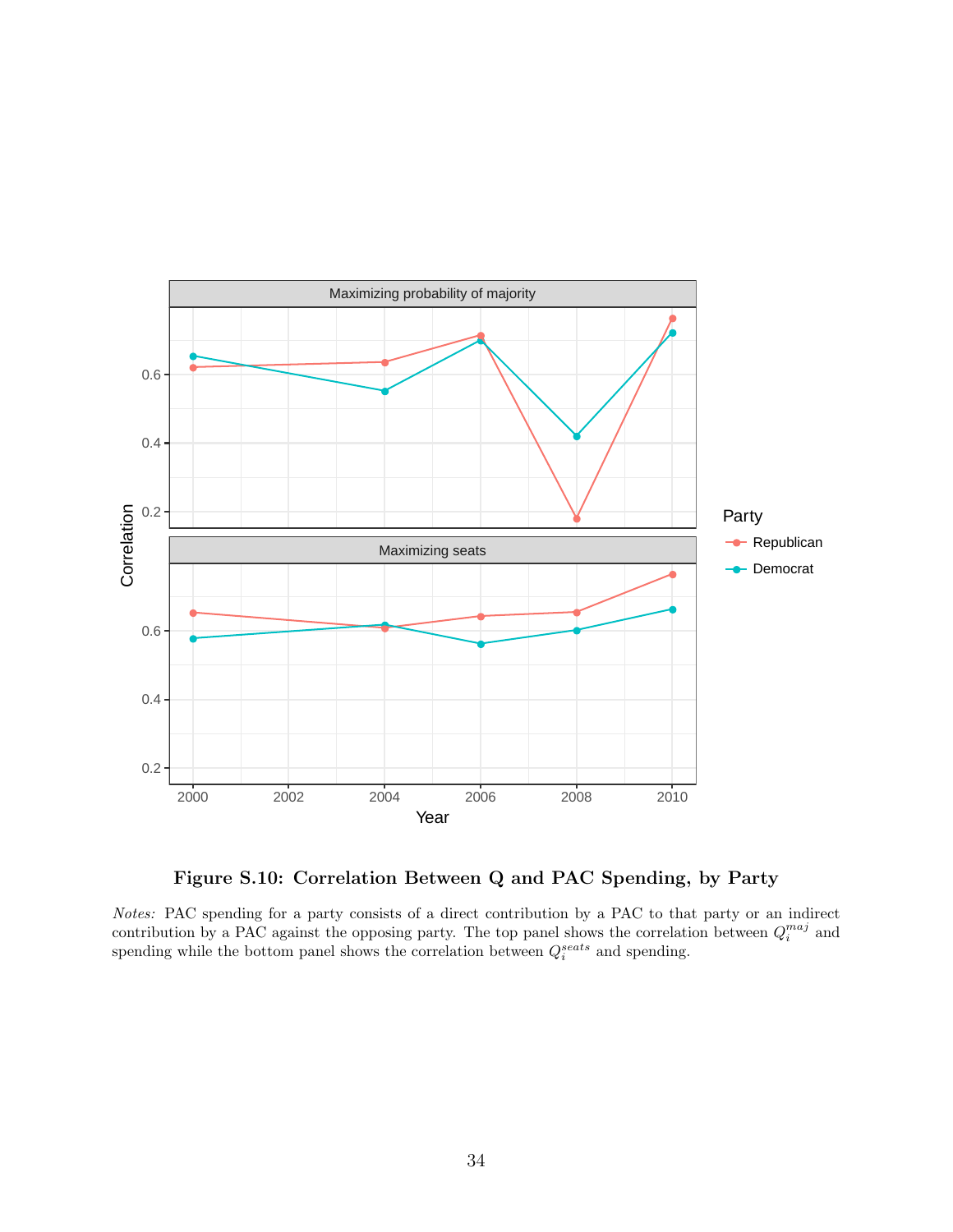**Figure S.10: Correlation Between Q and PAC Spending, by Party**

*Notes:* PAC spending for a party consists of a direct contribution by a PAC to that party or an indirect contribution by a PAC against the opposing party. The top panel shows the correlation between $Q_i^{maj}$ and spending while the bottom panel shows the correlation between $Q_i^{seats}$ and spending.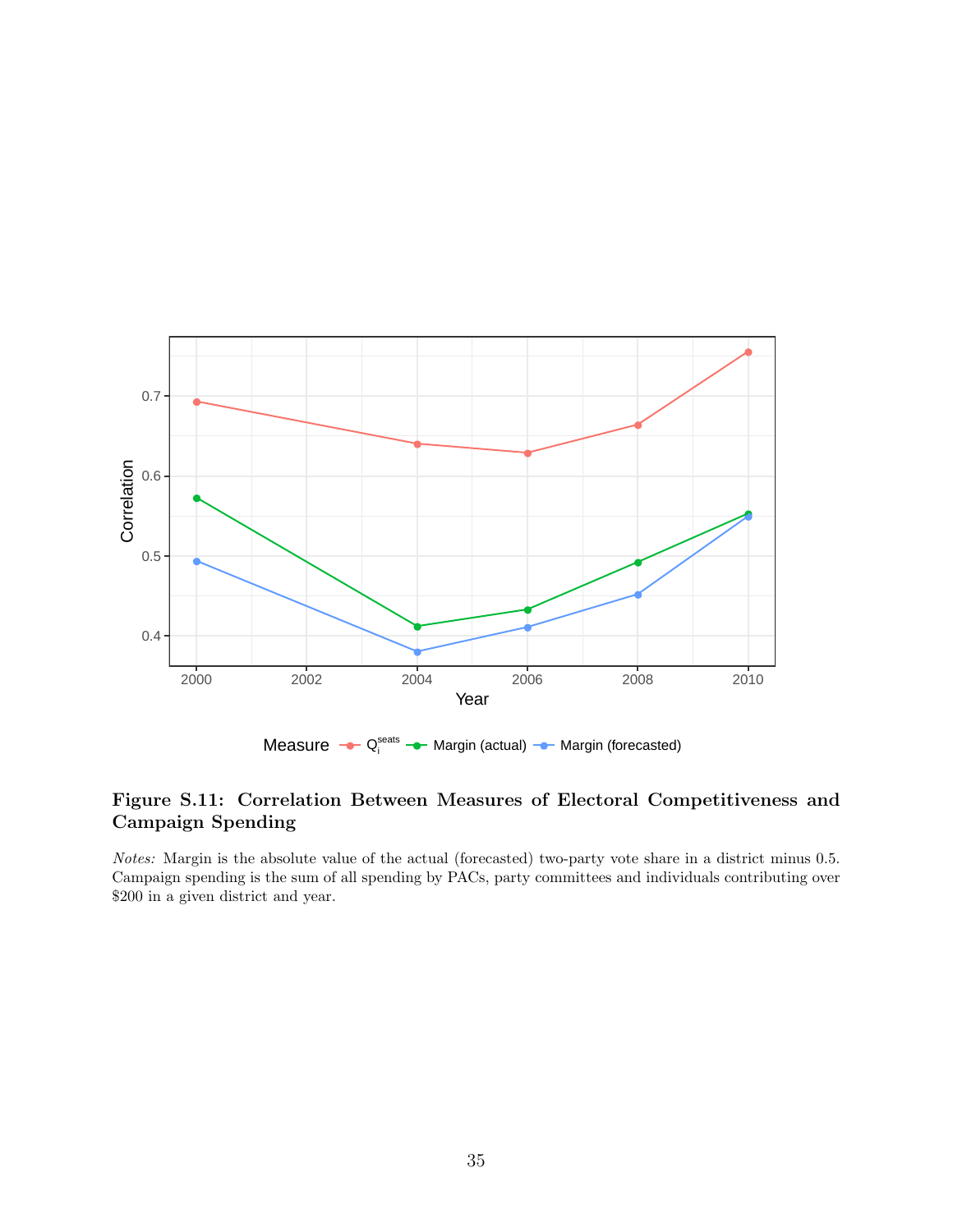**Figure S.11: Correlation Between Measures of Electoral Competitiveness and Campaign Spending**

*Notes:* Margin is the absolute value of the actual (forecasted) two-party vote share in a district minus 0.5. Campaign spending is the sum of all spending by PACs, party committees and individuals contributing over $200 in a given district and year.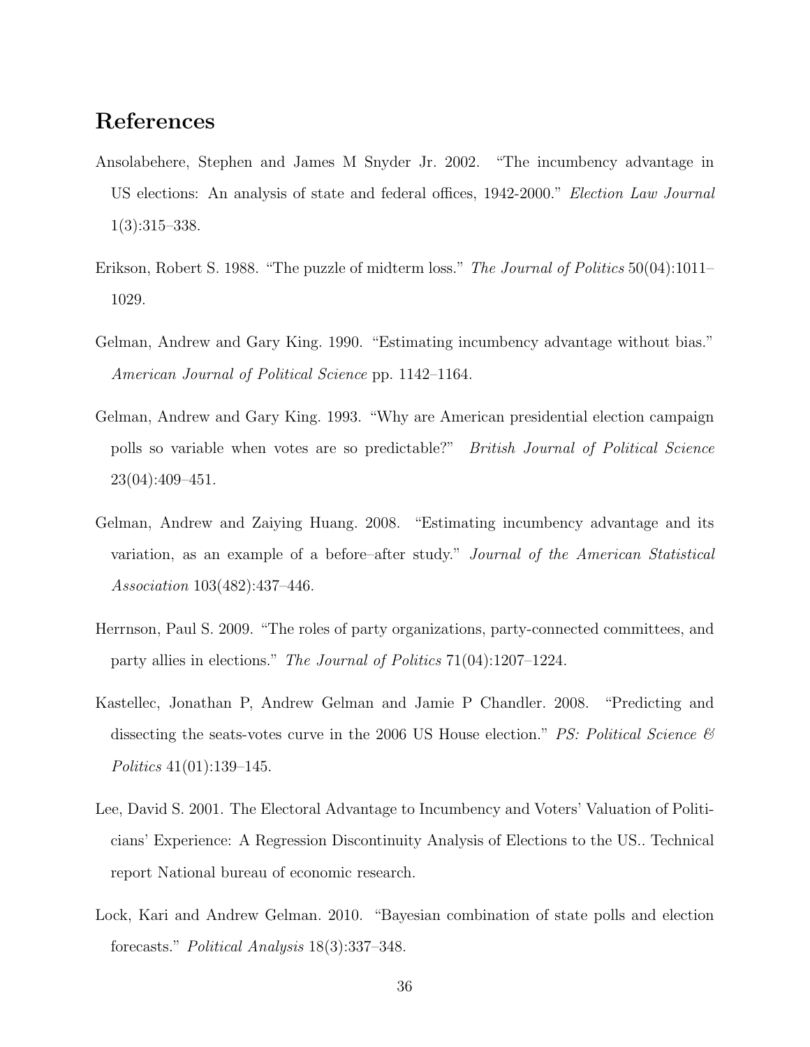## References

Ansolabehere, Stephen and James M Snyder Jr. 2002. "The incumbency advantage in US elections: An analysis of state and federal offices, 1942-2000." *Election Law Journal* 1(3):315–338.

Erikson, Robert S. 1988. "The puzzle of midterm loss." *The Journal of Politics* 50(04):1011–1029.

Gelman, Andrew and Gary King. 1990. "Estimating incumbency advantage without bias." *American Journal of Political Science* pp. 1142–1164.

Gelman, Andrew and Gary King. 1993. "Why are American presidential election campaign polls so variable when votes are so predictable?" *British Journal of Political Science* 23(04):409–451.

Gelman, Andrew and Zaiying Huang. 2008. "Estimating incumbency advantage and its variation, as an example of a before–after study." *Journal of the American Statistical Association* 103(482):437–446.

Herrnson, Paul S. 2009. "The roles of party organizations, party-connected committees, and party allies in elections." *The Journal of Politics* 71(04):1207–1224.

Kastellec, Jonathan P, Andrew Gelman and Jamie P Chandler. 2008. "Predicting and dissecting the seats-votes curve in the 2006 US House election." *PS: Political Science & Politics* 41(01):139–145.

Lee, David S. 2001. The Electoral Advantage to Incumbency and Voters' Valuation of Politicians' Experience: A Regression Discontinuity Analysis of Elections to the US.. Technical report National bureau of economic research.

Lock, Kari and Andrew Gelman. 2010. "Bayesian combination of state polls and election forecasts." *Political Analysis* 18(3):337–348.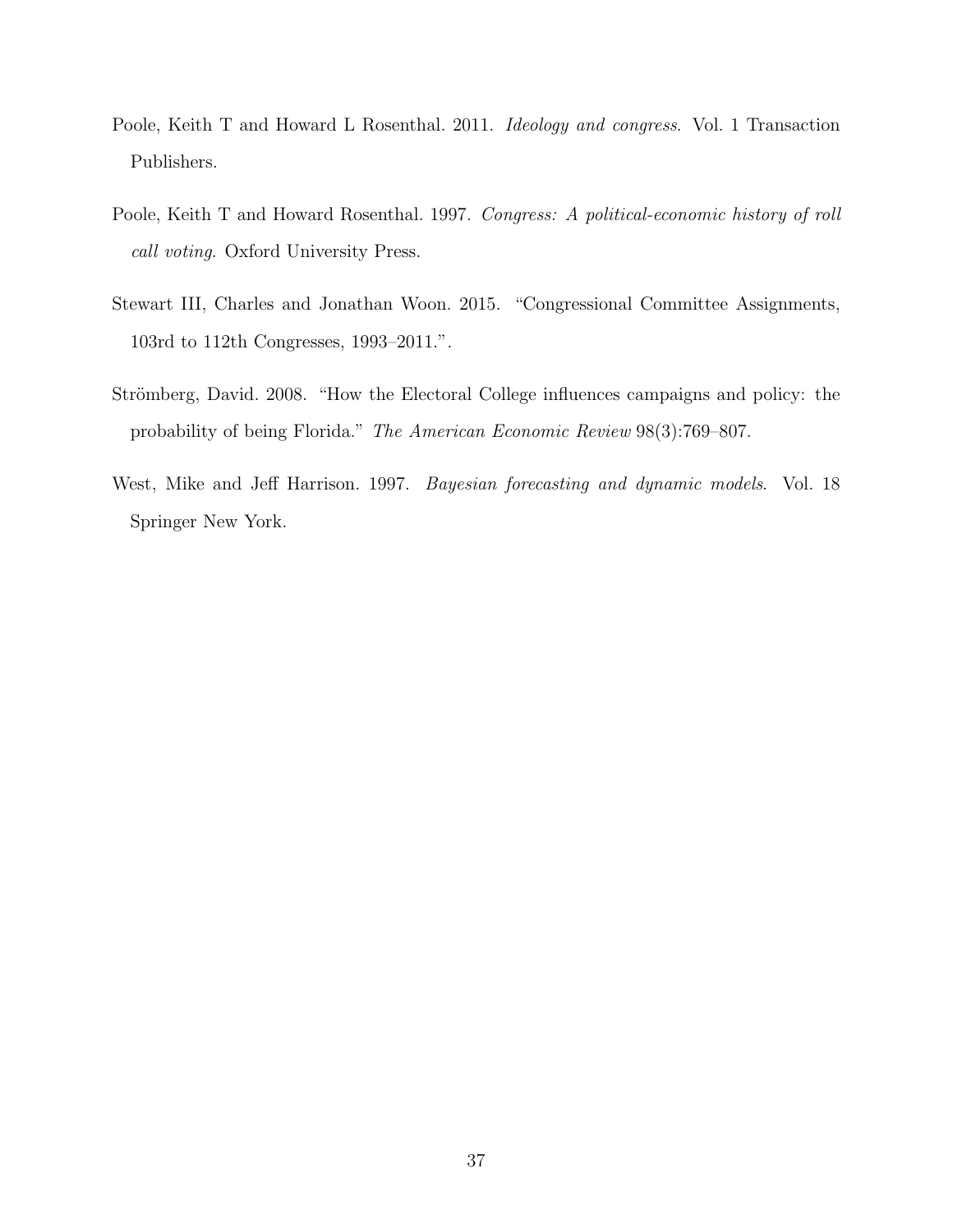Poole, Keith T and Howard L Rosenthal. 2011. *Ideology and congress*. Vol. 1 Transaction Publishers.

Poole, Keith T and Howard Rosenthal. 1997. *Congress: A political-economic history of roll call voting*. Oxford University Press.

Stewart III, Charles and Jonathan Woon. 2015. "Congressional Committee Assignments, 103rd to 112th Congresses, 1993–2011.".

Strömberg, David. 2008. "How the Electoral College influences campaigns and policy: the probability of being Florida." *The American Economic Review* 98(3):769–807.

West, Mike and Jeff Harrison. 1997. *Bayesian forecasting and dynamic models*. Vol. 18 Springer New York.